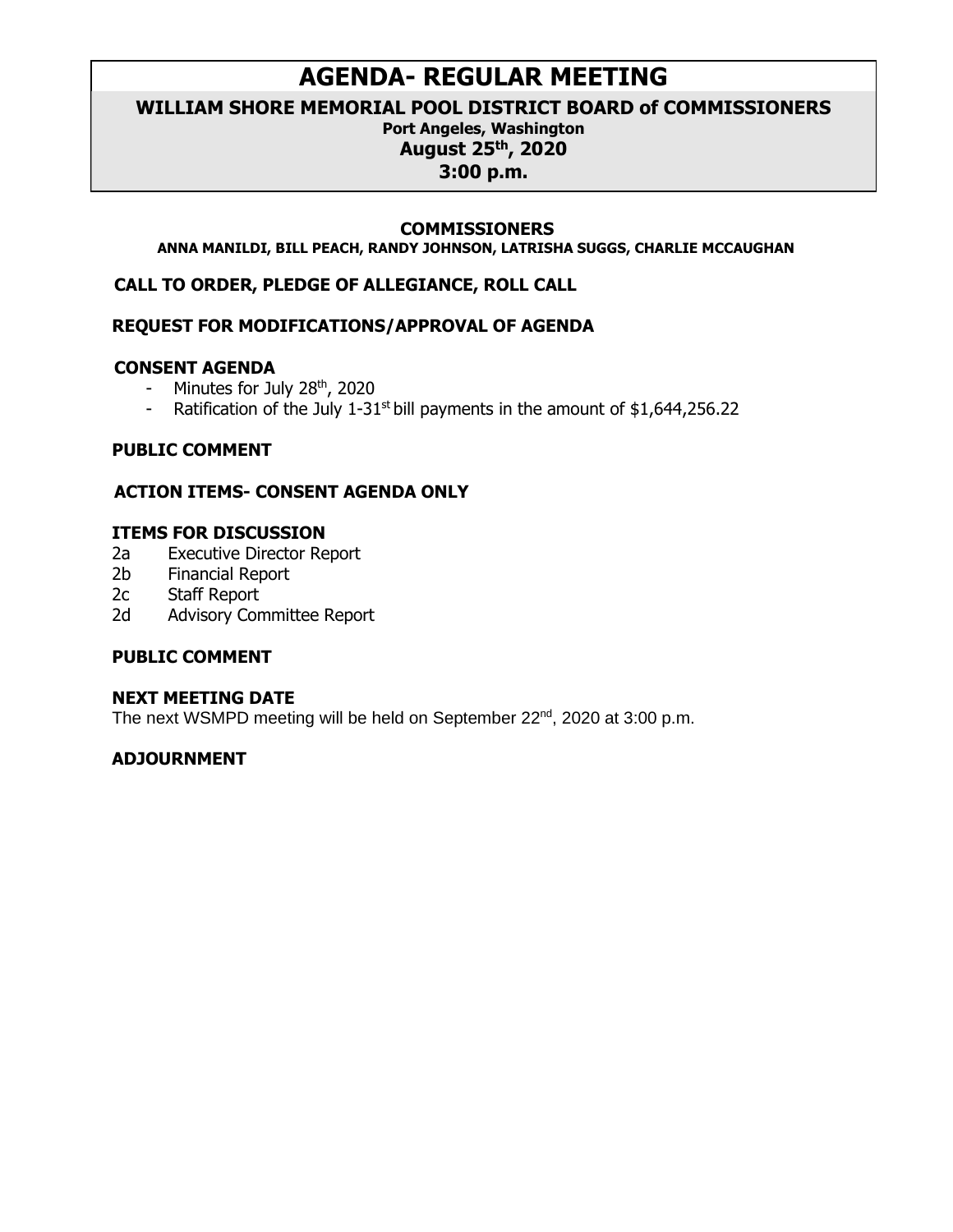# AGENDA- REGULAR MEETING

## WILLIAM SHORE MEMORIAL POOL DISTRICT BOARD of COMMISSIONERS

**Port Angeles, Washington**

**August 25th, 2020**

**3:00 p.m.**

### COMMISSIONERS

**ANNA MANILDI, BILL PEACH, RANDY JOHNSON, LATRISHA SUGGS, CHARLIE MCCAUGHAN**

### CALL TO ORDER, PLEDGE OF ALLEGIANCE, ROLL CALL

### REQUEST FOR MODIFICATIONS/APPROVAL OF AGENDA

### CONSENT AGENDA

- Minutes for July 28th, 2020
- Ratification of the July 1-31st bill payments in the amount of $1,644,256.22

### PUBLIC COMMENT

### ACTION ITEMS- CONSENT AGENDA ONLY

### ITEMS FOR DISCUSSION

2a Executive Director Report

2b Financial Report

2c Staff Report

2d Advisory Committee Report

### PUBLIC COMMENT

### NEXT MEETING DATE

The next WSMPD meeting will be held on September 22nd, 2020 at 3:00 p.m.

### ADJOURNMENT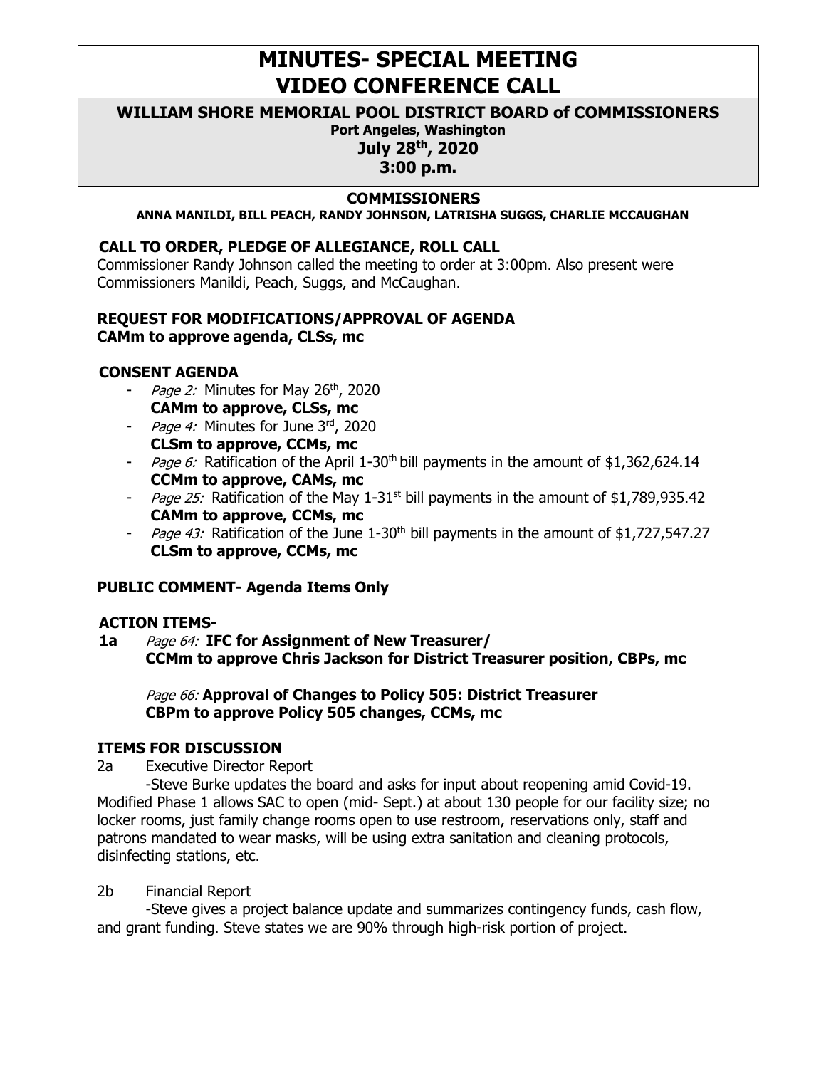# MINUTES- SPECIAL MEETING
# VIDEO CONFERENCE CALL

## WILLIAM SHORE MEMORIAL POOL DISTRICT BOARD of COMMISSIONERS

**Port Angeles, Washington**

**July 28th, 2020**

**3:00 p.m.**

### COMMISSIONERS

**ANNA MANILDI, BILL PEACH, RANDY JOHNSON, LATRISHA SUGGS, CHARLIE MCCAUGHAN**

### CALL TO ORDER, PLEDGE OF ALLEGIANCE, ROLL CALL

Commissioner Randy Johnson called the meeting to order at 3:00pm. Also present were Commissioners Manildi, Peach, Suggs, and McCaughan.

### REQUEST FOR MODIFICATIONS/APPROVAL OF AGENDA

**CAMm to approve agenda, CLSs, mc**

### CONSENT AGENDA

- *Page 2:* Minutes for May 26th, 2020
  **CAMm to approve, CLSs, mc**
- *Page 4:* Minutes for June 3rd, 2020
  **CLSm to approve, CCMs, mc**
- *Page 6:* Ratification of the April 1-30th bill payments in the amount of $1,362,624.14
  **CCMm to approve, CAMs, mc**
- *Page 25:* Ratification of the May 1-31st bill payments in the amount of $1,789,935.42
  **CAMm to approve, CCMs, mc**
- *Page 43:* Ratification of the June 1-30th bill payments in the amount of $1,727,547.27
  **CLSm to approve, CCMs, mc**

### PUBLIC COMMENT- Agenda Items Only

### ACTION ITEMS-

**1a** *Page 64:* **IFC for Assignment of New Treasurer/**
**CCMm to approve Chris Jackson for District Treasurer position, CBPs, mc**

*Page 66:* **Approval of Changes to Policy 505: District Treasurer**
**CBPm to approve Policy 505 changes, CCMs, mc**

### ITEMS FOR DISCUSSION

2a Executive Director Report

-Steve Burke updates the board and asks for input about reopening amid Covid-19. Modified Phase 1 allows SAC to open (mid- Sept.) at about 130 people for our facility size; no locker rooms, just family change rooms open to use restroom, reservations only, staff and patrons mandated to wear masks, will be using extra sanitation and cleaning protocols, disinfecting stations, etc.

2b Financial Report

-Steve gives a project balance update and summarizes contingency funds, cash flow, and grant funding. Steve states we are 90% through high-risk portion of project.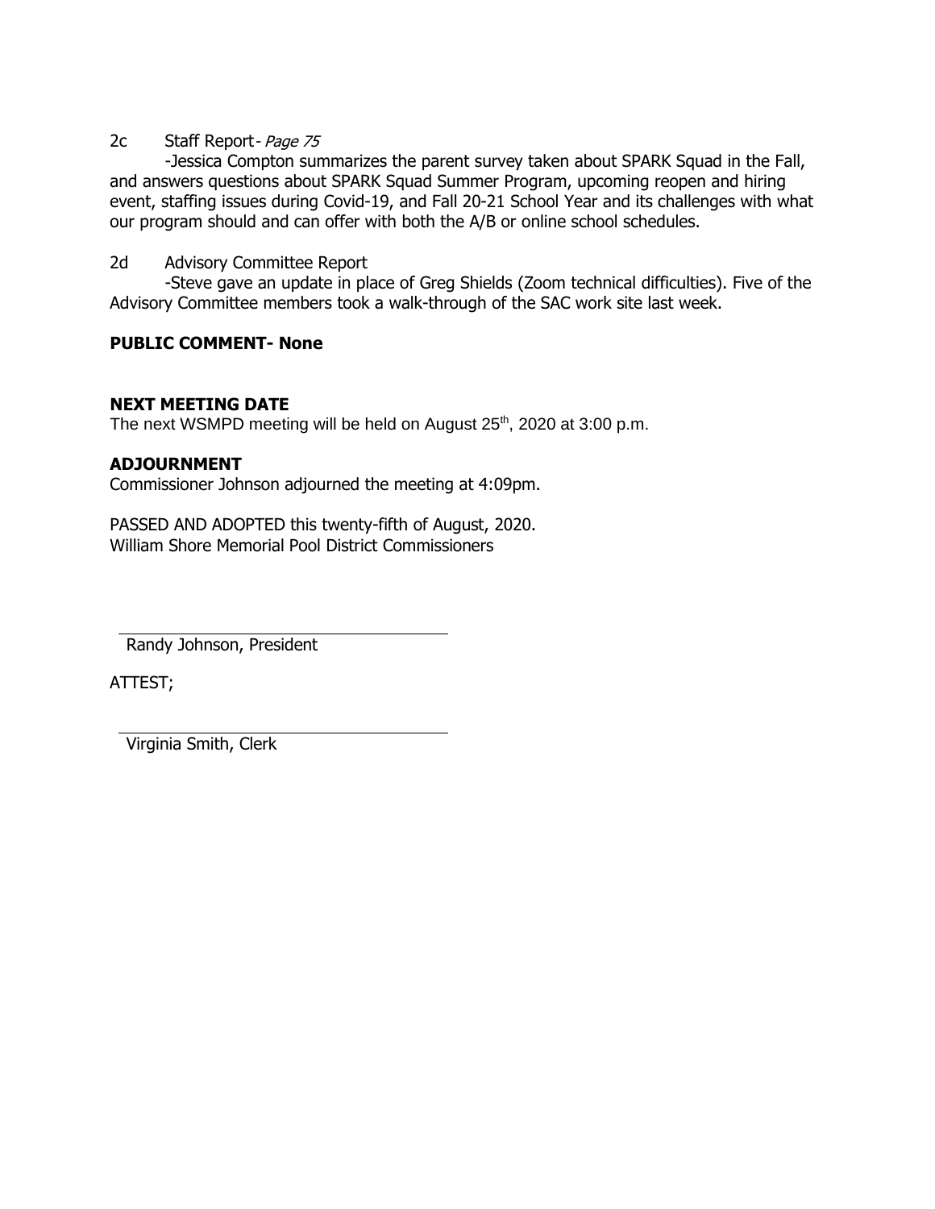2c Staff Report - *Page 75*

-Jessica Compton summarizes the parent survey taken about SPARK Squad in the Fall, and answers questions about SPARK Squad Summer Program, upcoming reopen and hiring event, staffing issues during Covid-19, and Fall 20-21 School Year and its challenges with what our program should and can offer with both the A/B or online school schedules.

2d Advisory Committee Report

-Steve gave an update in place of Greg Shields (Zoom technical difficulties). Five of the Advisory Committee members took a walk-through of the SAC work site last week.

**PUBLIC COMMENT- None**

**NEXT MEETING DATE**

The next WSMPD meeting will be held on August 25th, 2020 at 3:00 p.m.

**ADJOURNMENT**

Commissioner Johnson adjourned the meeting at 4:09pm.

PASSED AND ADOPTED this twenty-fifth of August, 2020.
William Shore Memorial Pool District Commissioners

Randy Johnson, President

ATTEST;

Virginia Smith, Clerk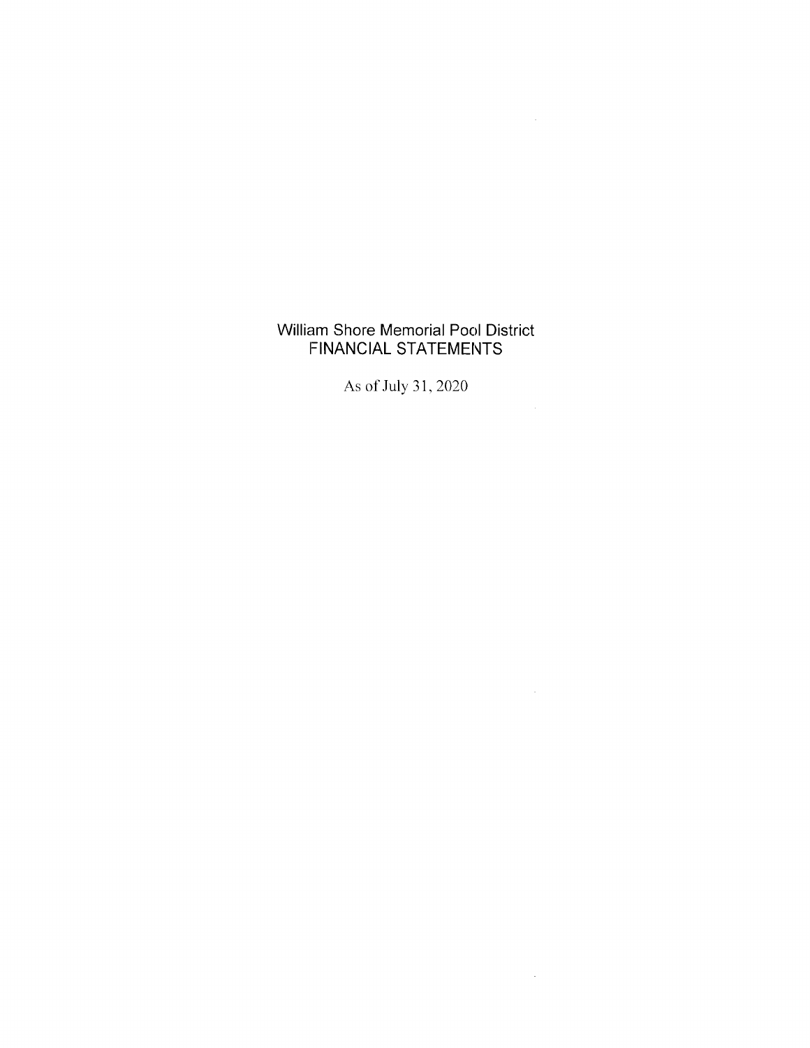# William Shore Memorial Pool District
# FINANCIAL STATEMENTS

As of July 31, 2020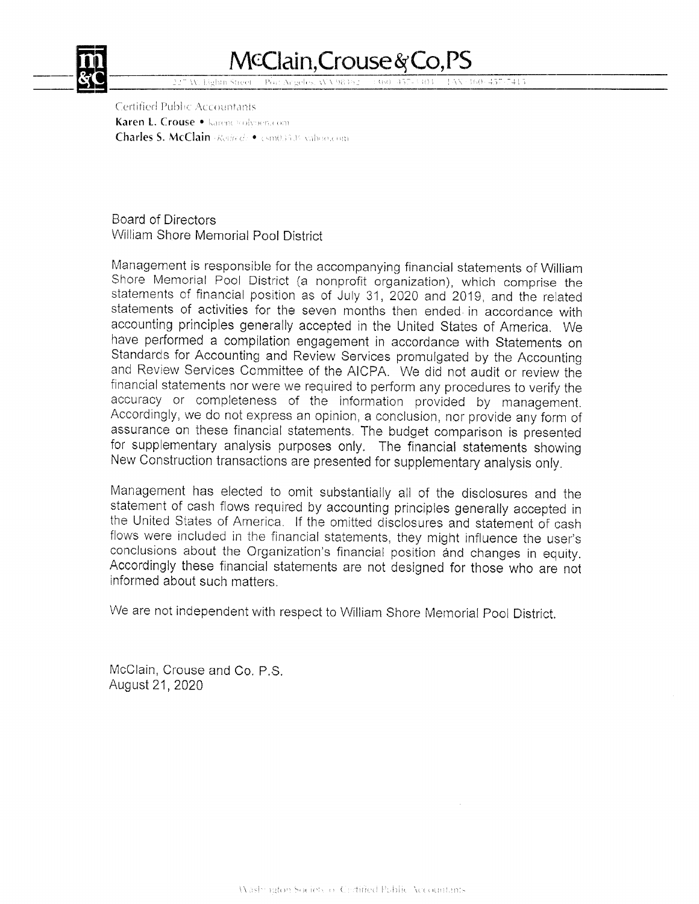# McClain, Crouse & Co, PS

227 W. Eighth Street Port Angeles, WA 98362 (360) 457-3303 FAX (360) 457-7413

Certified Public Accountants
**Karen L. Crouse** • karenc@olypen.com
**Charles S. McClain** - Retired • csm0533@yahoo.com

Board of Directors
William Shore Memorial Pool District

Management is responsible for the accompanying financial statements of William Shore Memorial Pool District (a nonprofit organization), which comprise the statements of financial position as of July 31, 2020 and 2019, and the related statements of activities for the seven months then ended in accordance with accounting principles generally accepted in the United States of America. We have performed a compilation engagement in accordance with Statements on Standards for Accounting and Review Services promulgated by the Accounting and Review Services Committee of the AICPA. We did not audit or review the financial statements nor were we required to perform any procedures to verify the accuracy or completeness of the information provided by management. Accordingly, we do not express an opinion, a conclusion, nor provide any form of assurance on these financial statements. The budget comparison is presented for supplementary analysis purposes only. The financial statements showing New Construction transactions are presented for supplementary analysis only.

Management has elected to omit substantially all of the disclosures and the statement of cash flows required by accounting principles generally accepted in the United States of America. If the omitted disclosures and statement of cash flows were included in the financial statements, they might influence the user's conclusions about the Organization's financial position and changes in equity. Accordingly these financial statements are not designed for those who are not informed about such matters.

We are not independent with respect to William Shore Memorial Pool District.

McClain, Crouse and Co. P.S.
August 21, 2020

Washington Society of Certified Public Accountants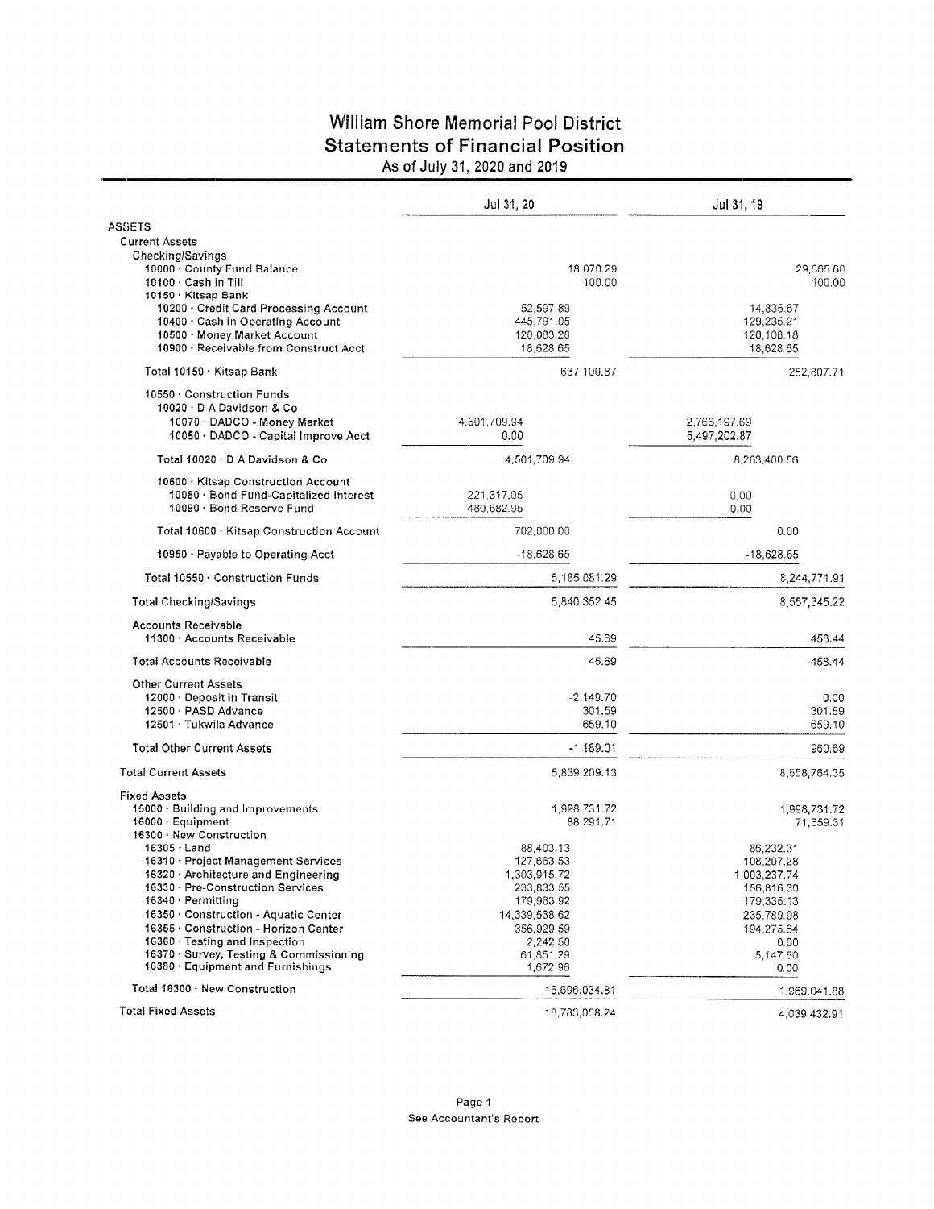# William Shore Memorial Pool District

## Statements of Financial Position

As of July 31, 2020 and 2019

| | Jul 31, 20 | | Jul 31, 19 | |
|---|---|---|---|---|
| **ASSETS** | | | | |
| Current Assets | | | | |
| Checking/Savings | | | | |
| 10000 · County Fund Balance | | 18,070.29 | | 29,665.60 |
| 10100 · Cash in Till | | 100.00 | | 100.00 |
| 10150 · Kitsap Bank | | | | |
| 10200 · Credit Card Processing Account | 52,597.89 | | 14,835.67 | |
| 10400 · Cash in Operating Account | 445,791.05 | | 129,235.21 | |
| 10500 · Money Market Account | 120,083.28 | | 120,108.18 | |
| 10900 · Receivable from Construct Acct | 18,628.65 | | 18,628.65 | |
| Total 10150 · Kitsap Bank | | 637,100.87 | | 282,807.71 |
| 10550 · Construction Funds | | | | |
| 10020 · D A Davidson & Co | | | | |
| 10070 · DADCO - Money Market | 4,501,709.94 | | 2,766,197.69 | |
| 10050 · DADCO - Capital Improve Acct | 0.00 | | 5,497,202.87 | |
| Total 10020 · D A Davidson & Co | 4,501,709.94 | | 8,263,400.56 | |
| 10600 · Kitsap Construction Account | | | | |
| 10080 · Bond Fund-Capitalized Interest | 221,317.05 | | 0.00 | |
| 10090 · Bond Reserve Fund | 480,682.95 | | 0.00 | |
| Total 10600 · Kitsap Construction Account | 702,000.00 | | 0.00 | |
| 10950 · Payable to Operating Acct | -18,628.65 | | -18,628.65 | |
| Total 10550 · Construction Funds | | 5,185,081.29 | | 8,244,771.91 |
| Total Checking/Savings | | 5,840,352.45 | | 8,557,345.22 |
| Accounts Receivable | | | | |
| 11300 · Accounts Receivable | | 45.69 | | 458.44 |
| Total Accounts Receivable | | 45.69 | | 458.44 |
| Other Current Assets | | | | |
| 12000 · Deposit in Transit | | -2,149.70 | | 0.00 |
| 12500 · PASD Advance | | 301.59 | | 301.59 |
| 12501 · Tukwila Advance | | 659.10 | | 659.10 |
| Total Other Current Assets | | -1,189.01 | | 960.69 |
| Total Current Assets | | 5,839,209.13 | | 8,558,764.35 |
| Fixed Assets | | | | |
| 15000 · Building and Improvements | | 1,998,731.72 | | 1,998,731.72 |
| 16000 · Equipment | | 88,291.71 | | 71,659.31 |
| 16300 · New Construction | | | | |
| 16305 · Land | 88,403.13 | | 86,232.31 | |
| 16310 · Project Management Services | 127,663.53 | | 108,207.28 | |
| 16320 · Architecture and Engineering | 1,303,915.72 | | 1,003,237.74 | |
| 16330 · Pre-Construction Services | 233,833.55 | | 156,816.30 | |
| 16340 · Permitting | 179,983.92 | | 179,335.13 | |
| 16350 · Construction - Aquatic Center | 14,339,538.62 | | 235,789.98 | |
| 16355 · Construction - Horizon Center | 356,929.59 | | 194,275.64 | |
| 16360 · Testing and Inspection | 2,242.50 | | 0.00 | |
| 16370 · Survey, Testing & Commissioning | 61,851.29 | | 5,147.50 | |
| 16380 · Equipment and Furnishings | 1,672.96 | | 0.00 | |
| Total 16300 · New Construction | | 16,696,034.81 | | 1,969,041.88 |
| Total Fixed Assets | | 18,783,058.24 | | 4,039,432.91 |

See Accountant's Report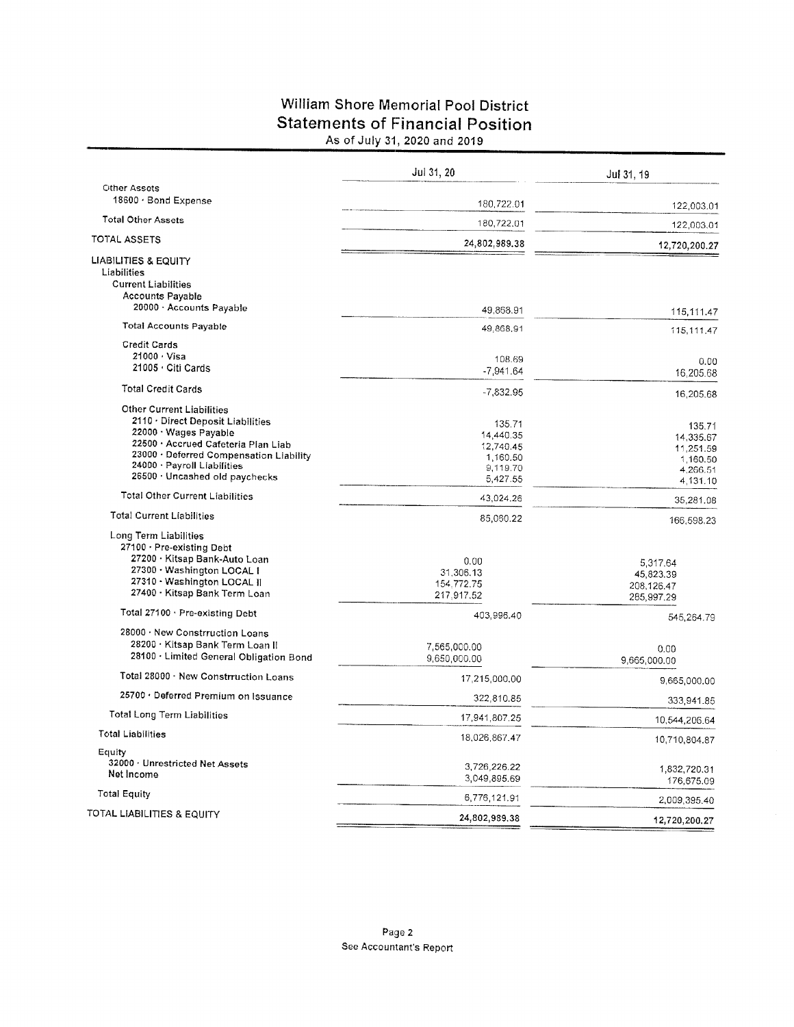# William Shore Memorial Pool District

## Statements of Financial Position

As of July 31, 2020 and 2019

| | Jul 31, 20 | | Jul 31, 19 | |
|---|---|---|---|---|
| Other Assets | | | | |
| 18600 · Bond Expense | | 180,722.01 | | 122,003.01 |
| Total Other Assets | | 180,722.01 | | 122,003.01 |
| TOTAL ASSETS | | 24,802,989.38 | | 12,720,200.27 |
| LIABILITIES & EQUITY | | | | |
| Liabilities | | | | |
| Current Liabilities | | | | |
| Accounts Payable | | | | |
| 20000 · Accounts Payable | | 49,868.91 | | 115,111.47 |
| Total Accounts Payable | | 49,868.91 | | 115,111.47 |
| Credit Cards | | | | |
| 21000 · Visa | | 108.69 | | 0.00 |
| 21005 · Citi Cards | | -7,941.64 | | 16,205.68 |
| Total Credit Cards | | -7,832.95 | | 16,205.68 |
| Other Current Liabilities | | | | |
| 2110 · Direct Deposit Liabilities | | 135.71 | | 135.71 |
| 22000 · Wages Payable | | 14,440.35 | | 14,335.67 |
| 22500 · Accrued Cafeteria Plan Liab | | 12,740.45 | | 11,251.59 |
| 23000 · Deferred Compensation Liability | | 1,160.50 | | 1,160.50 |
| 24000 · Payroll Liabilities | | 9,119.70 | | 4,266.51 |
| 26500 · Uncashed old paychecks | | 5,427.55 | | 4,131.10 |
| Total Other Current Liabilities | | 43,024.26 | | 35,281.08 |
| Total Current Liabilities | | 85,060.22 | | 166,598.23 |
| Long Term Liabilities | | | | |
| 27100 · Pre-existing Debt | | | | |
| 27200 · Kitsap Bank-Auto Loan | 0.00 | | 5,317.64 | |
| 27300 · Washington LOCAL I | 31,306.13 | | 45,823.39 | |
| 27310 · Washington LOCAL II | 154,772.75 | | 208,126.47 | |
| 27400 · Kitsap Bank Term Loan | 217,917.52 | | 285,997.29 | |
| Total 27100 · Pre-existing Debt | | 403,996.40 | | 545,264.79 |
| 28000 · New Constrruction Loans | | | | |
| 28200 · Kitsap Bank Term Loan II | 7,565,000.00 | | 0.00 | |
| 28100 · Limited General Obligation Bond | 9,650,000.00 | | 9,665,000.00 | |
| Total 28000 · New Constrruction Loans | | 17,215,000.00 | | 9,665,000.00 |
| 25700 · Deferred Premium on Issuance | | 322,810.85 | | 333,941.85 |
| Total Long Term Liabilities | | 17,941,807.25 | | 10,544,206.64 |
| Total Liabilities | | 18,026,867.47 | | 10,710,804.87 |
| Equity | | | | |
| 32000 · Unrestricted Net Assets | | 3,726,226.22 | | 1,832,720.31 |
| Net Income | | 3,049,895.69 | | 176,675.09 |
| Total Equity | | 6,776,121.91 | | 2,009,395.40 |
| TOTAL LIABILITIES & EQUITY | | 24,802,989.38 | | 12,720,200.27 |

See Accountant's Report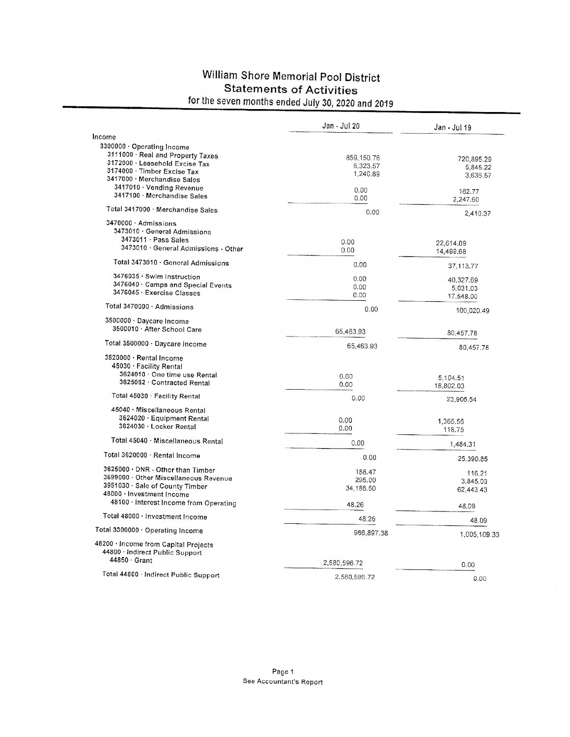# William Shore Memorial Pool District
## Statements of Activities
### for the seven months ended July 30, 2020 and 2019

| | Jan - Jul 20 | Jan - Jul 19 |
|---|---|---|
| Income | | |
| 3300000 · Operating Income | | |
| 3111000 · Real and Property Taxes | 859,150.76 | 720,895.29 |
| 3172000 · Leasehold Excise Tax | 6,323.57 | 5,845.22 |
| 3174000 · Timber Excise Tax | 1,240.89 | 3,636.57 |
| 3417000 · Merchandise Sales | | |
| 3417010 · Vending Revenue | 0.00 | 162.77 |
| 3417100 · Merchandise Sales | 0.00 | 2,247.60 |
| Total 3417000 · Merchandise Sales | 0.00 | 2,410.37 |
| 3470000 · Admissions | | |
| 3473010 · General Admissions | | |
| 3473011 · Pass Sales | 0.00 | 22,614.09 |
| 3473010 · General Admissions - Other | 0.00 | 14,499.68 |
| Total 3473010 · General Admissions | 0.00 | 37,113.77 |
| 3476035 · Swim Instruction | 0.00 | 40,327.69 |
| 3476040 · Camps and Special Events | 0.00 | 5,031.03 |
| 3476045 · Exercise Classes | 0.00 | 17,548.00 |
| Total 3470000 · Admissions | 0.00 | 100,020.49 |
| 3500000 · Daycare Income | | |
| 3500010 · After School Care | 65,463.93 | 80,457.78 |
| Total 3500000 · Daycare Income | 65,463.93 | 80,457.78 |
| 3620000 · Rental Income | | |
| 45030 · Facility Rental | | |
| 3624010 · One time use Rental | 0.00 | 5,104.51 |
| 3625062 · Contracted Rental | 0.00 | 18,802.03 |
| Total 45030 · Facility Rental | 0.00 | 23,906.54 |
| 45040 · Miscellaneous Rental | | |
| 3624020 · Equipment Rental | 0.00 | 1,365.56 |
| 3624030 · Locker Rental | 0.00 | 118.75 |
| Total 45040 · Miscellaneous Rental | 0.00 | 1,484.31 |
| Total 3620000 · Rental Income | 0.00 | 25,390.85 |
| 3625000 · DNR - Other than Timber | 188.47 | 116.21 |
| 3699000 · Other Miscellaneous Revenue | 295.00 | 3,845.03 |
| 3951030 · Sale of County Timber | 34,186.50 | 62,443.43 |
| 48000 · Investment Income | | |
| 48100 · Interest Income from Operating | 48.26 | 48.09 |
| Total 48000 · Investment Income | 48.26 | 48.09 |
| Total 3300000 · Operating Income | 966,897.38 | 1,005,109.33 |
| 48200 · Income from Capital Projects | | |
| 44800 · Indirect Public Support | | |
| 44850 · Grant | 2,580,596.72 | 0.00 |
| Total 44800 · Indirect Public Support | 2,580,596.72 | 0.00 |

See Accountant's Report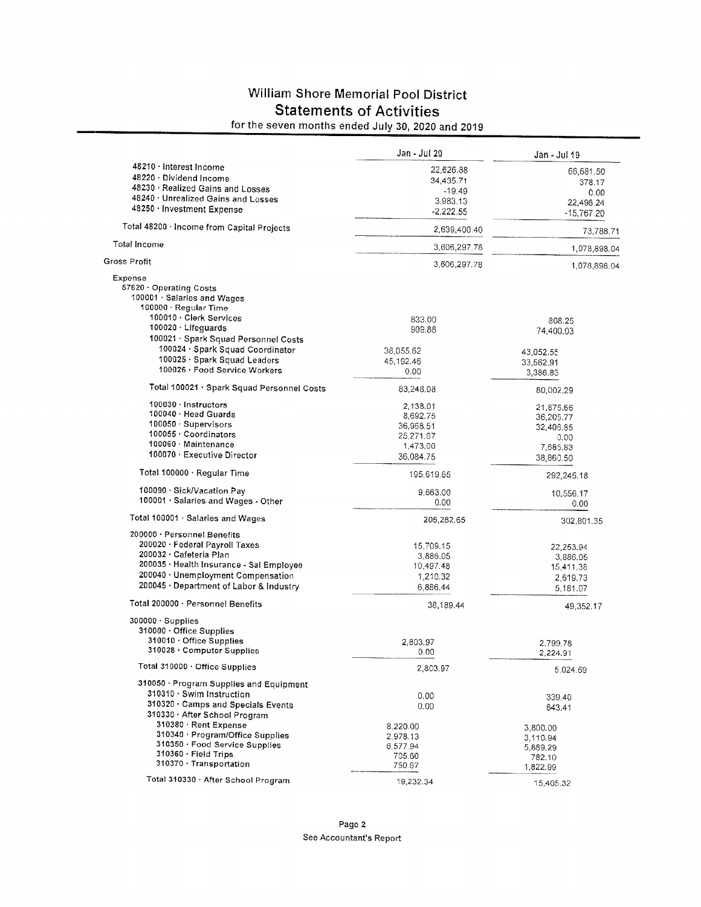# William Shore Memorial Pool District
## Statements of Activities
for the seven months ended July 30, 2020 and 2019

| | Jan - Jul 20 | Jan - Jul 19 |
|---|---|---|
| 48210 · Interest Income | 22,626.88 | 66,681.50 |
| 48220 · Dividend Income | 34,435.71 | 378.17 |
| 48230 · Realized Gains and Losses | -19.49 | 0.00 |
| 48240 · Unrealized Gains and Losses | 3,983.13 | 22,496.24 |
| 48250 · Investment Expense | -2,222.55 | -15,767.20 |
| Total 48200 · Income from Capital Projects | 2,639,400.40 | 73,788.71 |
| Total Income | 3,606,297.78 | 1,078,898.04 |
| Gross Profit | 3,606,297.78 | 1,078,898.04 |
| Expense | | |
| 57620 · Operating Costs | | |
| 100001 · Salaries and Wages | | |
| 100000 · Regular Time | | |
| 100010 · Clerk Services | 833.00 | 808.25 |
| 100020 · Lifeguards | 909.88 | 74,400.03 |
| 100021 · Spark Squad Personnel Costs | | |
| 100024 · Spark Squad Coordinator | 38,055.62 | 43,052.55 |
| 100025 · Spark Squad Leaders | 45,192.46 | 33,562.91 |
| 100026 · Food Service Workers | 0.00 | 3,386.83 |
| Total 100021 · Spark Squad Personnel Costs | 83,248.08 | 80,002.29 |
| 100030 · Instructors | 2,138.01 | 21,875.66 |
| 100040 · Head Guards | 8,692.75 | 36,205.77 |
| 100050 · Supervisors | 36,968.51 | 32,406.85 |
| 100055 · Coordinators | 25,271.67 | 0.00 |
| 100060 · Maintenance | 1,473.00 | 7,685.83 |
| 100070 · Executive Director | 36,084.75 | 38,860.50 |
| Total 100000 · Regular Time | 195,619.65 | 292,245.18 |
| 100090 · Sick/Vacation Pay | 9,663.00 | 10,556.17 |
| 100001 · Salaries and Wages - Other | 0.00 | 0.00 |
| Total 100001 · Salaries and Wages | 205,282.65 | 302,801.35 |
| 200000 · Personnel Benefits | | |
| 200020 · Federal Payroll Taxes | 15,709.15 | 22,253.94 |
| 200032 · Cafeteria Plan | 3,886.05 | 3,886.05 |
| 200035 · Health Insurance - Sal Employee | 10,497.48 | 15,411.38 |
| 200040 · Unemployment Compensation | 1,210.32 | 2,619.73 |
| 200045 · Department of Labor & Industry | 6,886.44 | 5,181.07 |
| Total 200000 · Personnel Benefits | 38,189.44 | 49,352.17 |
| 300000 · Supplies | | |
| 310000 · Office Supplies | | |
| 310010 · Office Supplies | 2,803.97 | 2,799.78 |
| 310028 · Computer Supplies | 0.00 | 2,224.91 |
| Total 310000 · Office Supplies | 2,803.97 | 5,024.69 |
| 310050 · Program Supplies and Equipment | | |
| 310310 · Swim Instruction | 0.00 | 339.40 |
| 310320 · Camps and Specials Events | 0.00 | 643.41 |
| 310330 · After School Program | | |
| 310380 · Rent Expense | 8,220.00 | 3,800.00 |
| 310340 · Program/Office Supplies | 2,978.13 | 3,110.94 |
| 310350 · Food Service Supplies | 6,577.94 | 5,889.29 |
| 310360 · Field Trips | 705.60 | 782.10 |
| 310370 · Transportation | 750.67 | 1,822.99 |
| Total 310330 · After School Program | 19,232.34 | 15,405.32 |

See Accountant's Report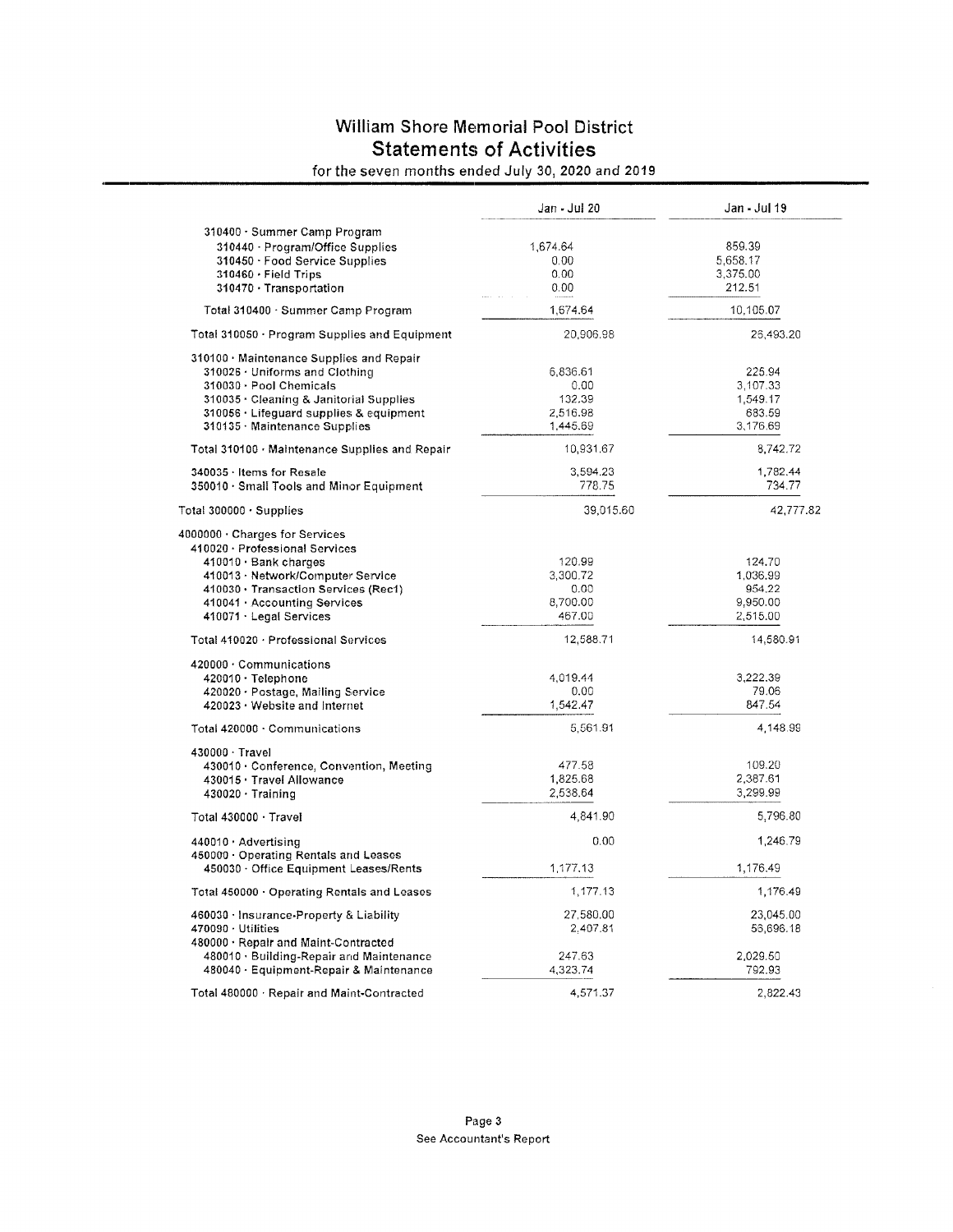# William Shore Memorial Pool District
## Statements of Activities
for the seven months ended July 30, 2020 and 2019

| | Jan - Jul 20 | Jan - Jul 19 |
|---|---|---|
| 310400 · Summer Camp Program | | |
| 310440 · Program/Office Supplies | 1,674.64 | 859.39 |
| 310450 · Food Service Supplies | 0.00 | 5,658.17 |
| 310460 · Field Trips | 0.00 | 3,375.00 |
| 310470 · Transportation | 0.00 | 212.51 |
| Total 310400 · Summer Camp Program | 1,674.64 | 10,105.07 |
| Total 310050 · Program Supplies and Equipment | 20,906.98 | 26,493.20 |
| 310100 · Maintenance Supplies and Repair | | |
| 310025 · Uniforms and Clothing | 6,836.61 | 225.94 |
| 310030 · Pool Chemicals | 0.00 | 3,107.33 |
| 310035 · Cleaning & Janitorial Supplies | 132.39 | 1,549.17 |
| 310056 · Lifeguard supplies & equipment | 2,516.98 | 683.59 |
| 310135 · Maintenance Supplies | 1,445.69 | 3,176.69 |
| Total 310100 · Maintenance Supplies and Repair | 10,931.67 | 8,742.72 |
| 340035 · Items for Resale | 3,594.23 | 1,782.44 |
| 350010 · Small Tools and Minor Equipment | 778.75 | 734.77 |
| Total 300000 · Supplies | 39,015.60 | 42,777.82 |
| 4000000 · Charges for Services | | |
| 410020 · Professional Services | | |
| 410010 · Bank charges | 120.99 | 124.70 |
| 410013 · Network/Computer Service | 3,300.72 | 1,036.99 |
| 410030 · Transaction Services (Rec1) | 0.00 | 954.22 |
| 410041 · Accounting Services | 8,700.00 | 9,950.00 |
| 410071 · Legal Services | 467.00 | 2,515.00 |
| Total 410020 · Professional Services | 12,588.71 | 14,580.91 |
| 420000 · Communications | | |
| 420010 · Telephone | 4,019.44 | 3,222.39 |
| 420020 · Postage, Mailing Service | 0.00 | 79.06 |
| 420023 · Website and Internet | 1,542.47 | 847.54 |
| Total 420000 · Communications | 5,561.91 | 4,148.99 |
| 430000 · Travel | | |
| 430010 · Conference, Convention, Meeting | 477.58 | 109.20 |
| 430015 · Travel Allowance | 1,825.68 | 2,387.61 |
| 430020 · Training | 2,538.64 | 3,299.99 |
| Total 430000 · Travel | 4,841.90 | 5,796.80 |
| 440010 · Advertising | 0.00 | 1,246.79 |
| 450000 · Operating Rentals and Leases | | |
| 450030 · Office Equipment Leases/Rents | 1,177.13 | 1,176.49 |
| Total 450000 · Operating Rentals and Leases | 1,177.13 | 1,176.49 |
| 460030 · Insurance-Property & Liability | 27,580.00 | 23,045.00 |
| 470090 · Utilities | 2,407.81 | 56,696.18 |
| 480000 · Repair and Maint-Contracted | | |
| 480010 · Building-Repair and Maintenance | 247.63 | 2,029.50 |
| 480040 · Equipment-Repair & Maintenance | 4,323.74 | 792.93 |
| Total 480000 · Repair and Maint-Contracted | 4,571.37 | 2,822.43 |

See Accountant's Report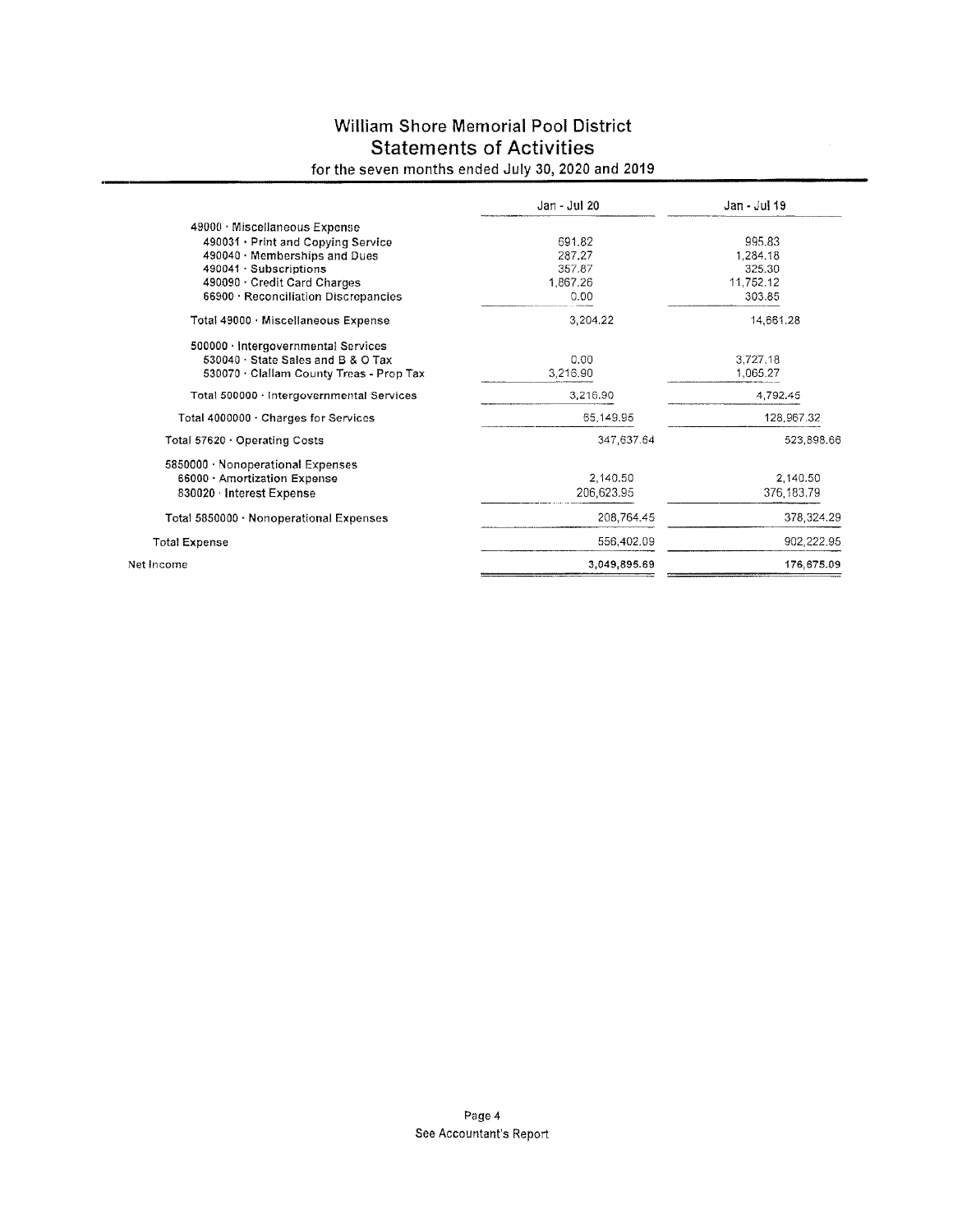# William Shore Memorial Pool District
## Statements of Activities
### for the seven months ended July 30, 2020 and 2019

| | Jan - Jul 20 | Jan - Jul 19 |
|---|---|---|
| 49000 · Miscellaneous Expense | | |
| 490031 · Print and Copying Service | 691.82 | 995.83 |
| 490040 · Memberships and Dues | 287.27 | 1,284.18 |
| 490041 · Subscriptions | 357.87 | 325.30 |
| 490090 · Credit Card Charges | 1,867.26 | 11,752.12 |
| 66900 · Reconciliation Discrepancies | 0.00 | 303.85 |
| Total 49000 · Miscellaneous Expense | 3,204.22 | 14,661.28 |
| 500000 · Intergovernmental Services | | |
| 530040 · State Sales and B & O Tax | 0.00 | 3,727.18 |
| 530070 · Clallam County Treas - Prop Tax | 3,216.90 | 1,065.27 |
| Total 500000 · Intergovernmental Services | 3,216.90 | 4,792.45 |
| Total 4000000 · Charges for Services | 65,149.95 | 128,967.32 |
| Total 57620 · Operating Costs | 347,637.64 | 523,898.66 |
| 5850000 · Nonoperational Expenses | | |
| 66000 · Amortization Expense | 2,140.50 | 2,140.50 |
| 830020 · Interest Expense | 206,623.95 | 376,183.79 |
| Total 5850000 · Nonoperational Expenses | 208,764.45 | 378,324.29 |
| Total Expense | 556,402.09 | 902,222.95 |
| Net Income | 3,049,895.69 | 176,675.09 |

See Accountant's Report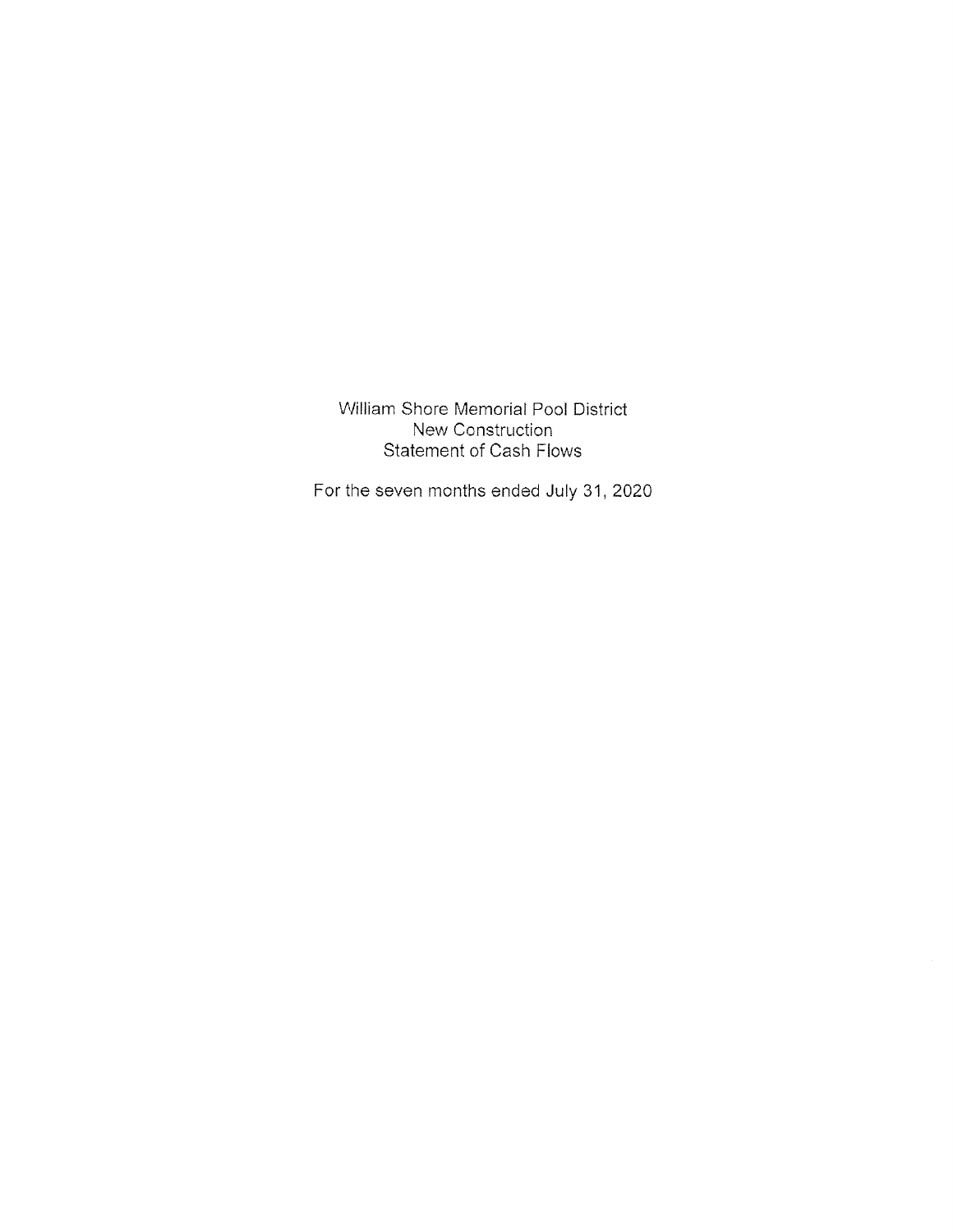William Shore Memorial Pool District
New Construction
Statement of Cash Flows

For the seven months ended July 31, 2020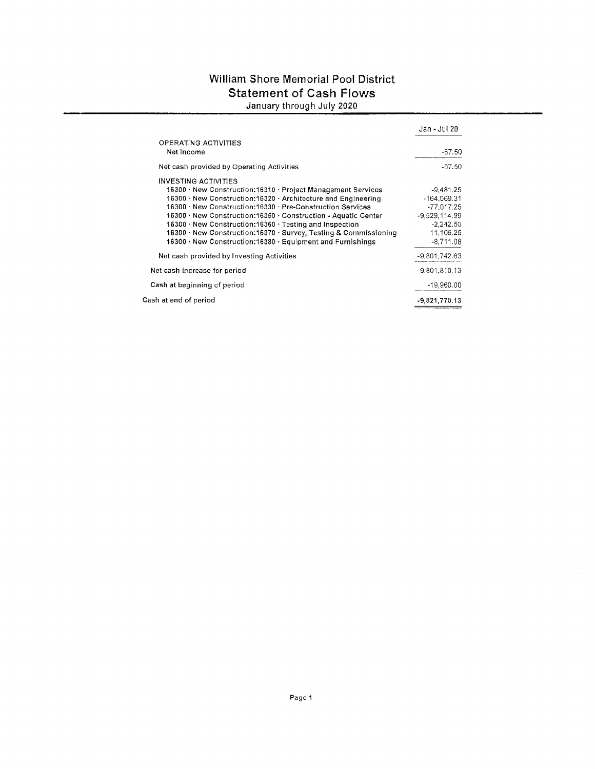# William Shore Memorial Pool District

## Statement of Cash Flows

January through July 2020

| | Jan - Jul 20 |
|---|---|
| OPERATING ACTIVITIES | |
| Net Income | -67.50 |
| Net cash provided by Operating Activities | -67.50 |
| INVESTING ACTIVITIES | |
| 16300 · New Construction:16310 · Project Management Services | -9,481.25 |
| 16300 · New Construction:16320 · Architecture and Engineering | -164,069.31 |
| 16300 · New Construction:16330 · Pre-Construction Services | -77,017.25 |
| 16300 · New Construction:16350 · Construction - Aquatic Center | -9,529,114.99 |
| 16300 · New Construction:16360 · Testing and Inspection | -2,242.50 |
| 16300 · New Construction:16370 · Survey, Testing & Commissioning | -11,106.25 |
| 16300 · New Construction:16380 · Equipment and Furnishings | -8,711.08 |
| Net cash provided by Investing Activities | -9,801,742.63 |
| Net cash increase for period | -9,801,810.13 |
| Cash at beginning of period | -19,960.00 |
| **Cash at end of period** | **-9,821,770.13** |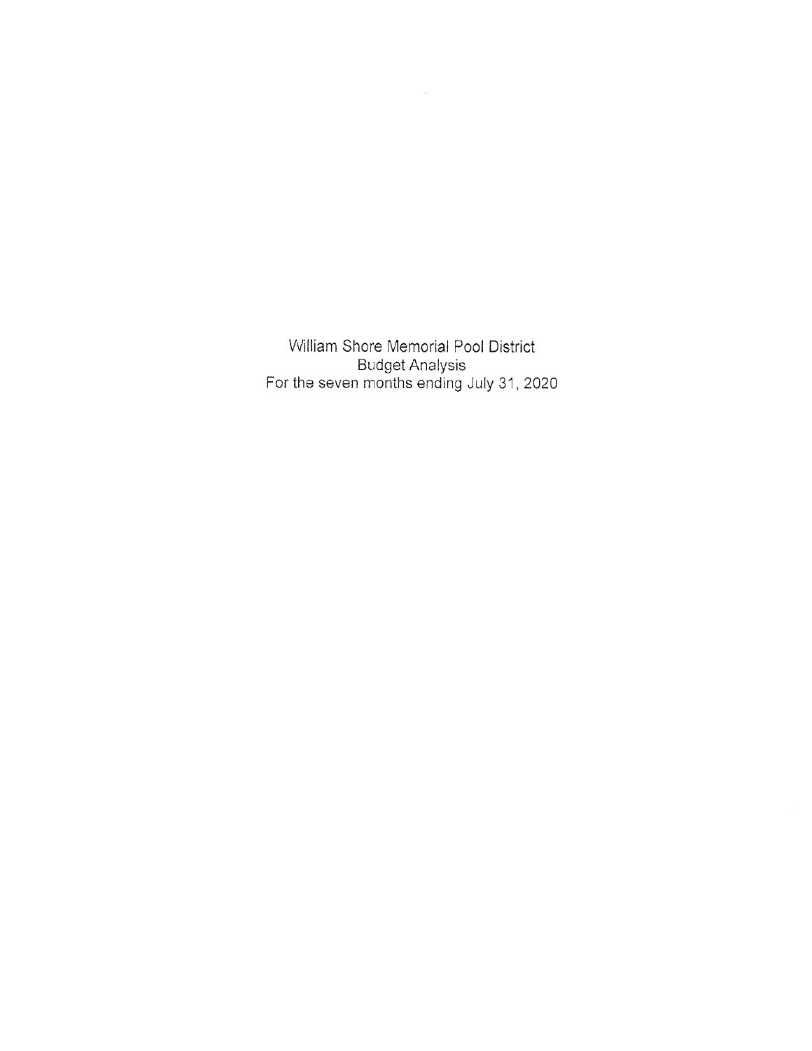William Shore Memorial Pool District
Budget Analysis
For the seven months ending July 31, 2020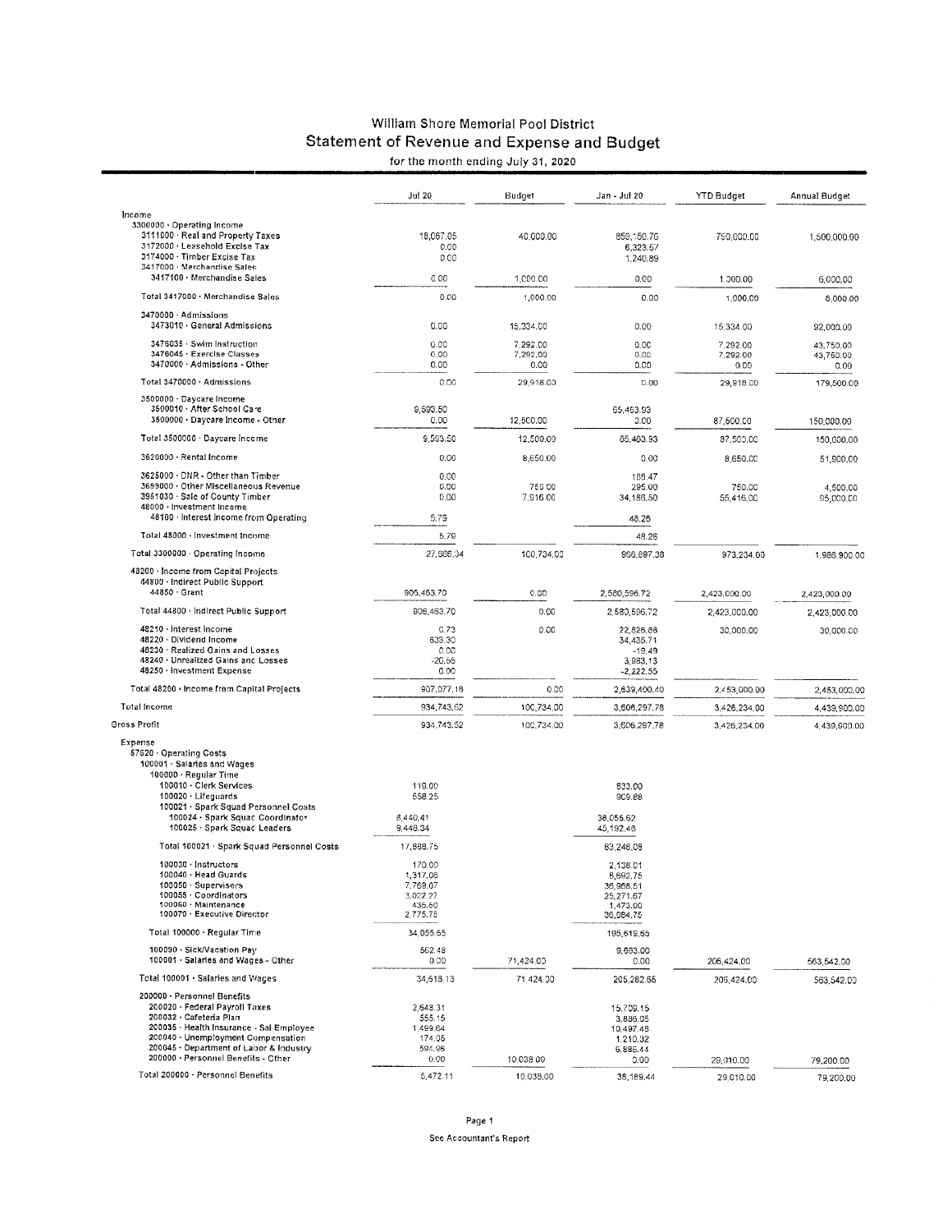# William Shore Memorial Pool District

## Statement of Revenue and Expense and Budget

for the month ending July 31, 2020

| | Jul 20 | Budget | Jan - Jul 20 | YTD Budget | Annual Budget |
|---|---|---|---|---|---|
| Income | | | | | |
| 3300000 · Operating Income | | | | | |
| 3111000 · Real and Property Taxes | 18,067.05 | 40,000.00 | 859,150.76 | 750,000.00 | 1,500,000.00 |
| 3172000 · Leasehold Excise Tax | 0.00 | | 6,323.57 | | |
| 3174000 · Timber Excise Tax | 0.00 | | 1,240.89 | | |
| 3417000 · Merchandise Sales | | | | | |
| 3417100 · Merchandise Sales | 0.00 | 1,000.00 | 0.00 | 1,000.00 | 6,000.00 |
| Total 3417000 · Merchandise Sales | 0.00 | 1,000.00 | 0.00 | 1,000.00 | 6,000.00 |
| 3470000 · Admissions | | | | | |
| 3473010 · General Admissions | 0.00 | 15,334.00 | 0.00 | 15,334.00 | 92,000.00 |
| 3476035 · Swim Instruction | 0.00 | 7,292.00 | 0.00 | 7,292.00 | 43,750.00 |
| 3476045 · Exercise Classes | 0.00 | 7,292.00 | 0.00 | 7,292.00 | 43,750.00 |
| 3470000 · Admissions - Other | 0.00 | 0.00 | 0.00 | 0.00 | 0.00 |
| Total 3470000 · Admissions | 0.00 | 29,918.00 | 0.00 | 29,918.00 | 179,500.00 |
| 3500000 · Daycare Income | | | | | |
| 3500010 · After School Care | 9,593.50 | | 65,463.93 | | |
| 3500000 · Daycare Income - Other | 0.00 | 12,500.00 | 0.00 | 87,500.00 | 150,000.00 |
| Total 3500000 · Daycare Income | 9,593.50 | 12,500.00 | 65,463.93 | 87,500.00 | 150,000.00 |
| 3620000 · Rental Income | 0.00 | 8,650.00 | 0.00 | 8,650.00 | 51,900.00 |
| 3625000 · DNR - Other than Timber | 0.00 | | 188.47 | | |
| 3699000 · Other Miscellaneous Revenue | 0.00 | 750.00 | 295.00 | 750.00 | 4,500.00 |
| 3951030 · Sale of County Timber | 0.00 | 7,916.00 | 34,186.50 | 55,416.00 | 95,000.00 |
| 48000 · Investment Income | | | | | |
| 48100 · Interest Income from Operating | 5.79 | | 48.26 | | |
| Total 48000 · Investment Income | 5.79 | | 48.26 | | |
| Total 3300000 · Operating Income | 27,666.34 | 100,734.00 | 966,897.38 | 973,234.00 | 1,986,900.00 |
| 48200 · Income from Capital Projects | | | | | |
| 44800 · Indirect Public Support | | | | | |
| 44850 · Grant | 906,463.70 | 0.00 | 2,580,596.72 | 2,423,000.00 | 2,423,000.00 |
| Total 44800 · Indirect Public Support | 906,463.70 | 0.00 | 2,580,596.72 | 2,423,000.00 | 2,423,000.00 |
| 48210 · Interest Income | 0.73 | 0.00 | 22,626.68 | 30,000.00 | 30,000.00 |
| 48220 · Dividend Income | 633.30 | | 34,435.71 | | |
| 48230 · Realized Gains and Losses | 0.00 | | -19.49 | | |
| 48240 · Unrealized Gains and Losses | -20.55 | | 3,983.13 | | |
| 48250 · Investment Expense | 0.00 | | -2,222.55 | | |
| Total 48200 · Income from Capital Projects | 907,077.18 | 0.00 | 2,639,400.40 | 2,453,000.00 | 2,453,000.00 |
| Total Income | 934,743.52 | 100,734.00 | 3,606,297.78 | 3,426,234.00 | 4,439,900.00 |
| Gross Profit | 934,743.52 | 100,734.00 | 3,606,297.78 | 3,426,234.00 | 4,439,900.00 |
| Expense | | | | | |
| 57620 · Operating Costs | | | | | |
| 100001 · Salaries and Wages | | | | | |
| 100000 · Regular Time | | | | | |
| 100010 · Clerk Services | 119.00 | | 833.00 | | |
| 100020 · Lifeguards | 558.25 | | 909.88 | | |
| 100021 · Spark Squad Personnel Costs | | | | | |
| 100024 · Spark Squad Coordinator | 8,440.41 | | 38,055.62 | | |
| 100025 · Spark Squad Leaders | 9,448.34 | | 45,192.48 | | |
| Total 100021 · Spark Squad Personnel Costs | 17,888.75 | | 83,248.09 | | |
| 100030 · Instructors | 170.00 | | 2,138.01 | | |
| 100040 · Head Guards | 1,317.06 | | 8,692.75 | | |
| 100050 · Supervisors | 7,769.07 | | 36,968.51 | | |
| 100055 · Coordinators | 3,022.27 | | 25,271.67 | | |
| 100060 · Maintenance | 435.50 | | 1,473.00 | | |
| 100070 · Executive Director | 2,775.75 | | 36,084.75 | | |
| Total 100000 · Regular Time | 34,055.65 | | 195,619.65 | | |
| 100090 · Sick/Vacation Pay | 562.48 | | 9,663.00 | | |
| 100001 · Salaries and Wages - Other | 0.00 | 71,424.00 | 0.00 | 206,424.00 | 563,542.00 |
| Total 100001 · Salaries and Wages | 34,618.13 | 71,424.00 | 205,282.65 | 206,424.00 | 563,542.00 |
| 200000 · Personnel Benefits | | | | | |
| 200020 · Federal Payroll Taxes | 2,648.31 | | 15,709.15 | | |
| 200032 · Cafeteria Plan | 555.15 | | 3,886.05 | | |
| 200035 · Health Insurance - Sal Employee | 1,499.64 | | 10,497.48 | | |
| 200040 · Unemployment Compensation | 174.05 | | 1,210.32 | | |
| 200045 · Department of Labor & Industry | 594.96 | | 6,886.44 | | |
| 200000 · Personnel Benefits - Other | 0.00 | 10,038.00 | 0.00 | 29,010.00 | 79,200.00 |
| Total 200000 · Personnel Benefits | 5,472.11 | 10,038.00 | 38,189.44 | 29,010.00 | 79,200.00 |

See Accountant's Report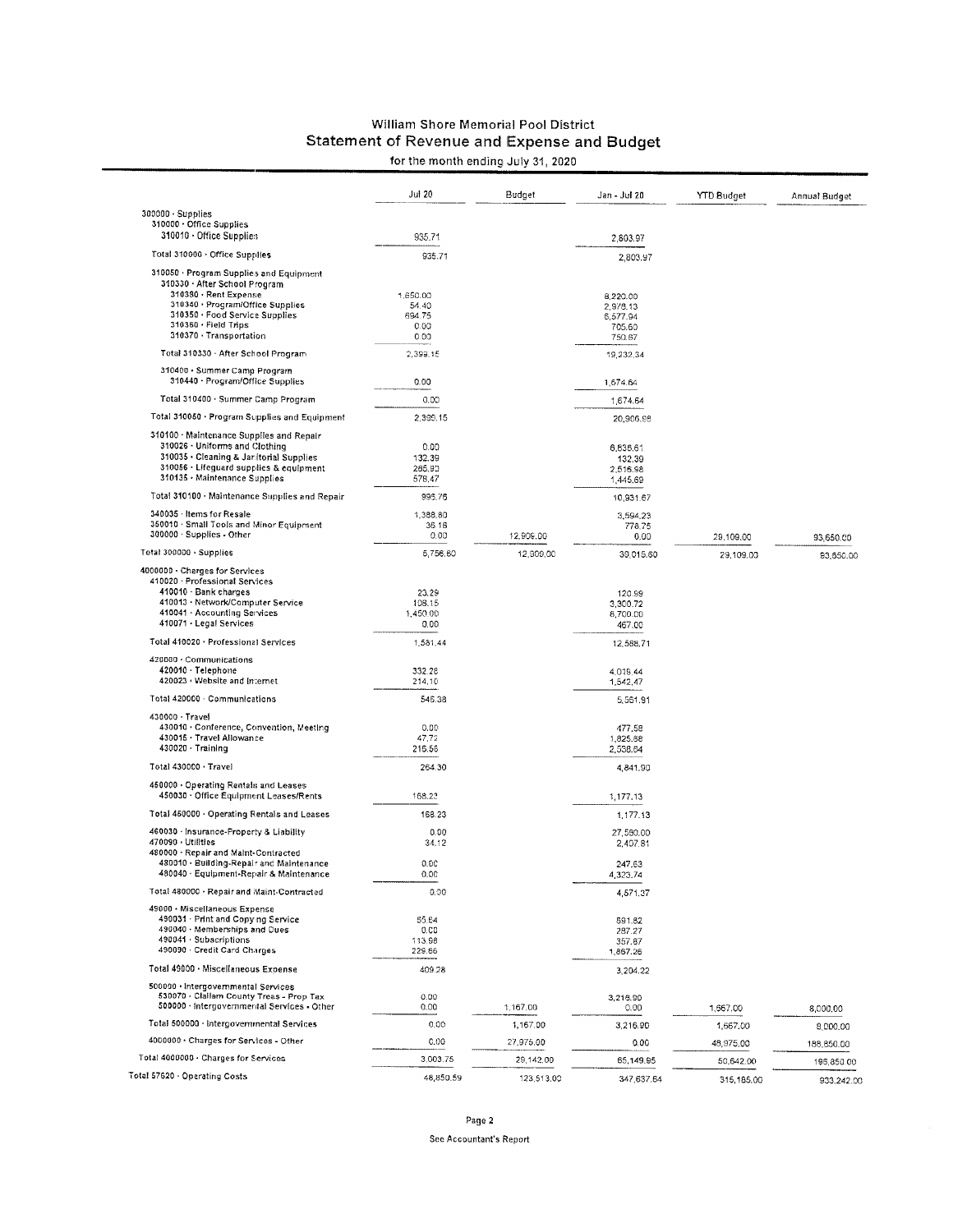# William Shore Memorial Pool District
## Statement of Revenue and Expense and Budget
for the month ending July 31, 2020

| | Jul 20 | Budget | Jan - Jul 20 | YTD Budget | Annual Budget |
|---|---|---|---|---|---|
| 300000 · Supplies | | | | | |
| 310000 · Office Supplies | | | | | |
| 310010 · Office Supplies | 935.71 | | 2,803.97 | | |
| Total 310000 · Office Supplies | 935.71 | | 2,803.97 | | |
| 310050 · Program Supplies and Equipment | | | | | |
| 310330 · After School Program | | | | | |
| 310380 · Rent Expense | 1,650.00 | | 8,220.00 | | |
| 310340 · Program/Office Supplies | 54.40 | | 2,978.13 | | |
| 310350 · Food Service Supplies | 694.75 | | 6,577.94 | | |
| 310360 · Field Trips | 0.00 | | 705.60 | | |
| 310370 · Transportation | 0.00 | | 750.67 | | |
| Total 310330 · After School Program | 2,399.15 | | 19,232.34 | | |
| 310400 · Summer Camp Program | | | | | |
| 310440 · Program/Office Supplies | 0.00 | | 1,674.64 | | |
| Total 310400 · Summer Camp Program | 0.00 | | 1,674.64 | | |
| Total 310050 · Program Supplies and Equipment | 2,399.15 | | 20,906.98 | | |
| 310100 · Maintenance Supplies and Repair | | | | | |
| 310026 · Uniforms and Clothing | 0.00 | | 6,836.61 | | |
| 310035 · Cleaning & Janitorial Supplies | 132.39 | | 132.39 | | |
| 310056 · Lifeguard supplies & equipment | 285.90 | | 2,516.98 | | |
| 310135 · Maintenance Supplies | 578.47 | | 1,445.69 | | |
| Total 310100 · Maintenance Supplies and Repair | 996.76 | | 10,931.67 | | |
| 340035 · Items for Resale | 1,388.80 | | 3,594.23 | | |
| 350010 · Small Tools and Minor Equipment | 36.18 | | 778.75 | | |
| 300000 · Supplies - Other | 0.00 | 12,909.00 | 0.00 | 29,109.00 | 93,650.00 |
| Total 300000 · Supplies | 5,756.60 | 12,909.00 | 39,015.60 | 29,109.00 | 93,650.00 |
| 4000000 · Charges for Services | | | | | |
| 410020 · Professional Services | | | | | |
| 410010 · Bank charges | 23.29 | | 120.99 | | |
| 410013 · Network/Computer Service | 108.15 | | 3,300.72 | | |
| 410041 · Accounting Services | 1,450.00 | | 8,700.00 | | |
| 410071 · Legal Services | 0.00 | | 467.00 | | |
| Total 410020 · Professional Services | 1,581.44 | | 12,588.71 | | |
| 420000 · Communications | | | | | |
| 420010 · Telephone | 332.28 | | 4,019.44 | | |
| 420023 · Website and Internet | 214.10 | | 1,542.47 | | |
| Total 420000 · Communications | 546.38 | | 5,561.91 | | |
| 430000 · Travel | | | | | |
| 430010 · Conference, Convention, Meeting | 0.00 | | 477.58 | | |
| 430015 · Travel Allowance | 47.72 | | 1,825.68 | | |
| 430020 · Training | 216.58 | | 2,538.64 | | |
| Total 430000 · Travel | 264.30 | | 4,841.90 | | |
| 450000 · Operating Rentals and Leases | | | | | |
| 450030 · Office Equipment Leases/Rents | 168.23 | | 1,177.13 | | |
| Total 450000 · Operating Rentals and Leases | 168.23 | | 1,177.13 | | |
| 460030 · Insurance-Property & Liability | 0.00 | | 27,580.00 | | |
| 470090 · Utilities | 34.12 | | 2,407.81 | | |
| 480000 · Repair and Maint-Contracted | | | | | |
| 480010 · Building-Repair and Maintenance | 0.00 | | 247.63 | | |
| 480040 · Equipment-Repair & Maintenance | 0.00 | | 4,323.74 | | |
| Total 480000 · Repair and Maint-Contracted | 0.00 | | 4,571.37 | | |
| 49000 · Miscellaneous Expense | | | | | |
| 490031 · Print and Copying Service | 65.64 | | 591.82 | | |
| 490040 · Memberships and Dues | 0.00 | | 287.27 | | |
| 490041 · Subscriptions | 113.98 | | 357.87 | | |
| 490090 · Credit Card Charges | 229.66 | | 1,967.26 | | |
| Total 49000 · Miscellaneous Expense | 409.28 | | 3,204.22 | | |
| 500000 · Intergovernmental Services | | | | | |
| 530070 · Clallam County Treas - Prop Tax | 0.00 | | 3,216.90 | | |
| 500000 · Intergovernmental Services - Other | 0.00 | 1,167.00 | 0.00 | 1,667.00 | 8,000.00 |
| Total 500000 · Intergovernmental Services | 0.00 | 1,167.00 | 3,216.90 | 1,667.00 | 8,000.00 |
| 4000000 · Charges for Services - Other | 0.00 | 27,975.00 | 0.00 | 48,975.00 | 188,850.00 |
| Total 4000000 · Charges for Services | 3,003.75 | 29,142.00 | 65,149.95 | 50,642.00 | 196,850.00 |
| Total 57620 · Operating Costs | 48,850.59 | 123,513.00 | 347,637.64 | 315,185.00 | 933,242.00 |

See Accountant's Report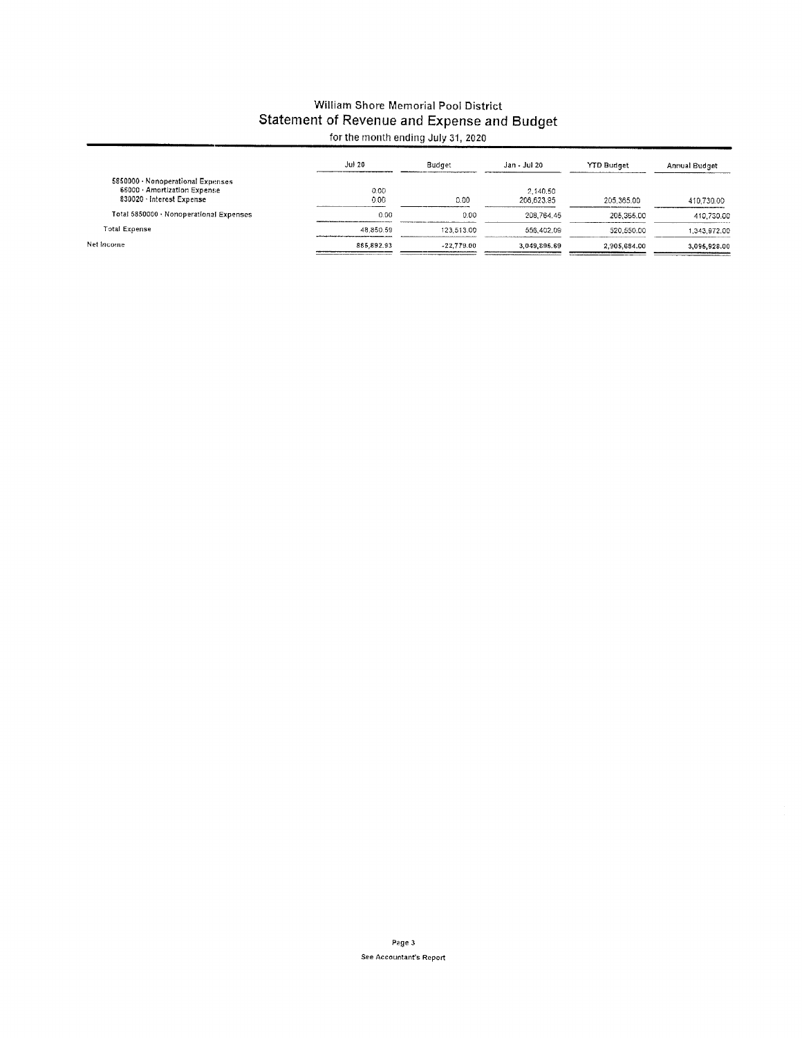# William Shore Memorial Pool District
## Statement of Revenue and Expense and Budget
for the month ending July 31, 2020

| | Jul 20 | Budget | Jan - Jul 20 | YTD Budget | Annual Budget |
|---|---|---|---|---|---|
| 5850000 · Nonoperational Expenses | | | | | |
| 66000 · Amortization Expense | 0.00 | | 2,140.50 | | |
| 830020 · Interest Expense | 0.00 | 0.00 | 206,623.95 | 205,365.00 | 410,730.00 |
| Total 5850000 · Nonoperational Expenses | 0.00 | 0.00 | 208,764.45 | 205,365.00 | 410,730.00 |
| Total Expense | 48,850.59 | 123,513.00 | 556,402.09 | 520,550.00 | 1,343,872.00 |
| Net Income | 865,892.93 | -22,779.00 | 3,049,895.69 | 2,905,684.00 | 3,096,928.00 |

See Accountant's Report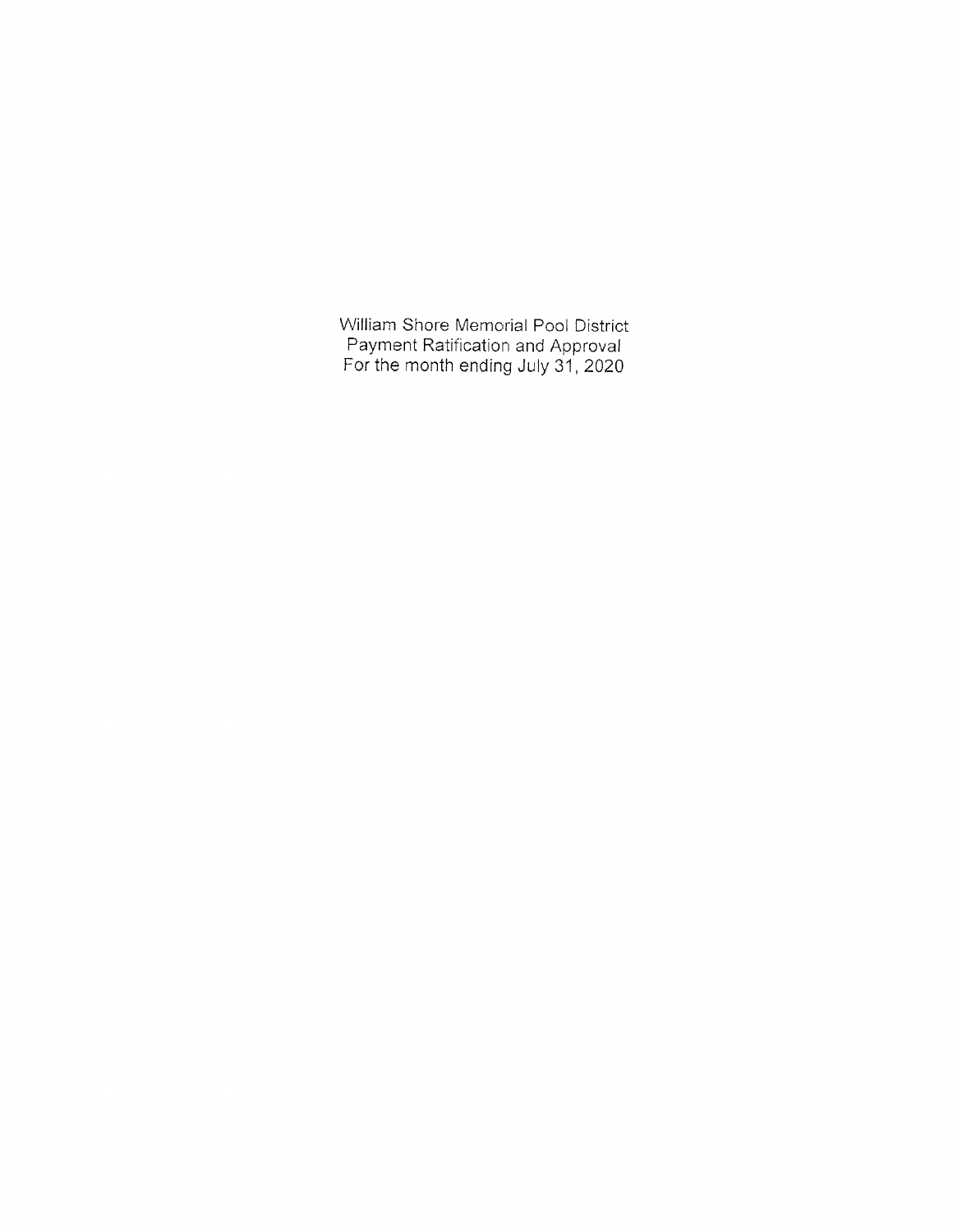William Shore Memorial Pool District
Payment Ratification and Approval
For the month ending July 31, 2020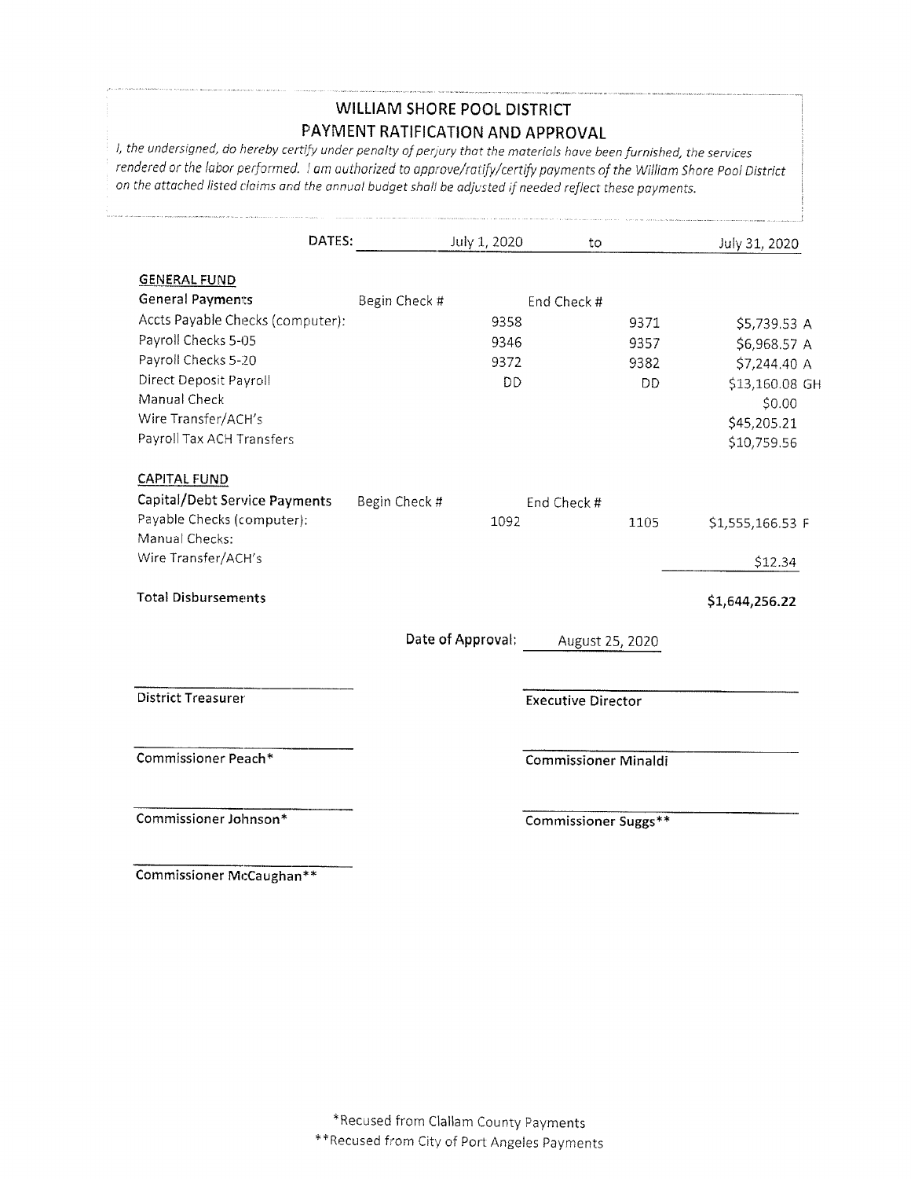## WILLIAM SHORE POOL DISTRICT
## PAYMENT RATIFICATION AND APPROVAL

*I, the undersigned, do hereby certify under penalty of perjury that the materials have been furnished, the services rendered or the labor performed. I am authorized to approve/ratify/certify payments of the William Shore Pool District on the attached listed claims and the annual budget shall be adjusted if needed reflect these payments.*

**DATES:** July 1, 2020 to July 31, 2020

| | | | |
|---|---|---|---|
| **GENERAL FUND** | | | |
| **General Payments** | Begin Check # | End Check # | |
| Accts Payable Checks (computer): | 9358 | 9371 | $5,739.53 A |
| Payroll Checks 5-05 | 9346 | 9357 | $6,968.57 A |
| Payroll Checks 5-20 | 9372 | 9382 | $7,244.40 A |
| Direct Deposit Payroll | DD | DD | $13,160.08 GH |
| Manual Check | | | $0.00 |
| Wire Transfer/ACH's | | | $45,205.21 |
| Payroll Tax ACH Transfers | | | $10,759.56 |
| **CAPITAL FUND** | | | |
| **Capital/Debt Service Payments** | Begin Check # | End Check # | |
| Payable Checks (computer): | 1092 | 1105 | $1,555,166.53 F |
| Manual Checks: | | | |
| Wire Transfer/ACH's | | | $12.34 |
| **Total Disbursements** | | | **$1,644,256.22** |

**Date of Approval:** August 25, 2020

District Treasurer

**Executive Director**

Commissioner Peach*

**Commissioner Minaldi**

Commissioner Johnson*

**Commissioner Suggs****

**Commissioner McCaughan****

*Recused from Clallam County Payments

**Recused from City of Port Angeles Payments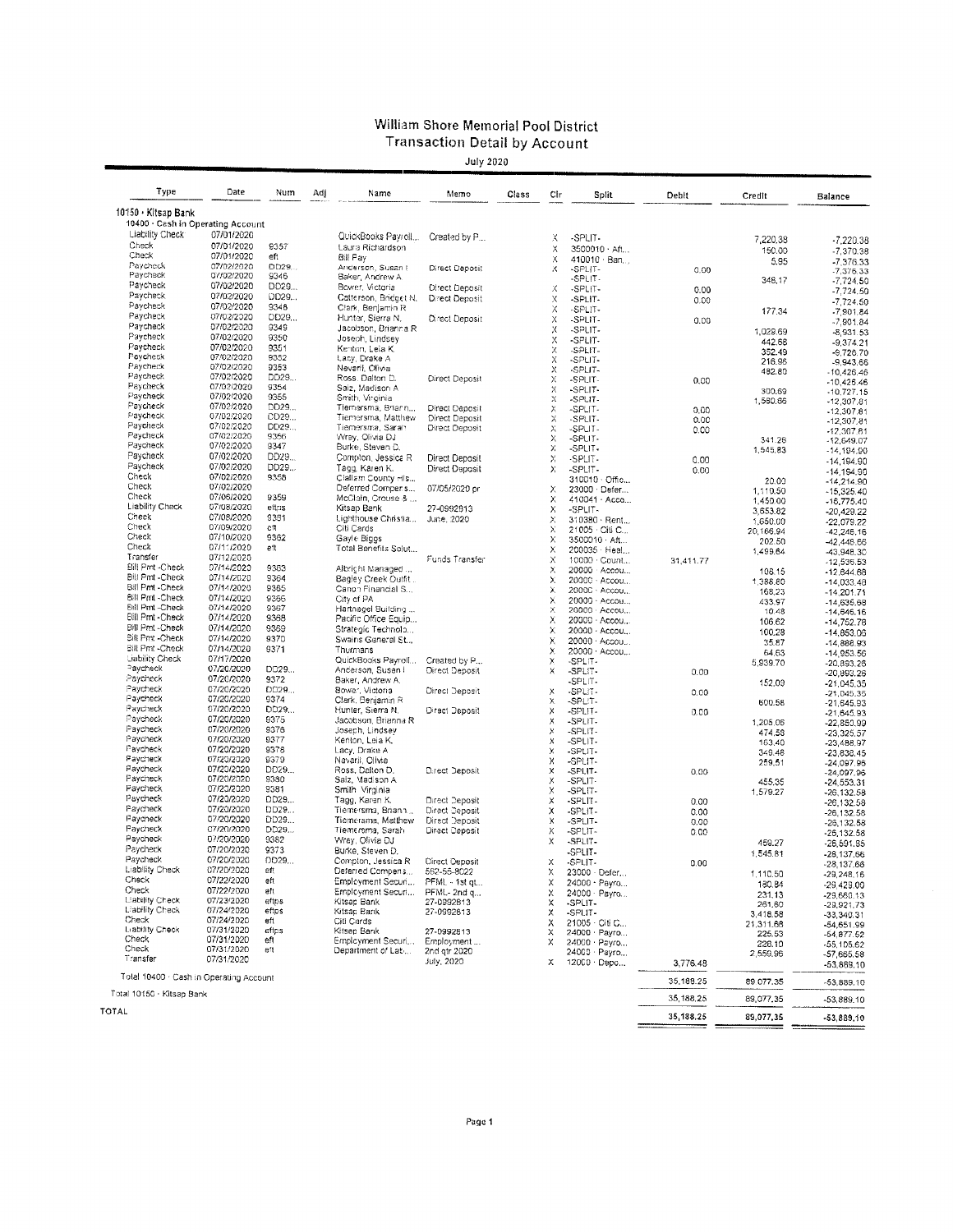# William Shore Memorial Pool District
## Transaction Detail by Account
### July 2020

| Type | Date | Num | Adj | Name | Memo | Class | Clr | Split | Debit | Credit | Balance |
|---|---|---|---|---|---|---|---|---|---|---|---|
| **10150 · Kitsap Bank** | | | | | | | | | | | |
| 10400 · Cash in Operating Account | | | | | | | | | | | |
| Liability Check | 07/01/2020 | | | QuickBooks Payroll... | Created by P... | | X | -SPLIT- | | 7,220.38 | -7,220.38 |
| Check | 07/01/2020 | 9357 | | Laura Richardson | | | X | 3500010 · Aft... | | 150.00 | -7,370.38 |
| Check | 07/01/2020 | eft | | Bill Pay | | | X | 410010 · Ban... | | 5.95 | -7,376.33 |
| Paycheck | 07/02/2020 | DD29... | | Anderson, Susan I | Direct Deposit | | X | -SPLIT- | 0.00 | | -7,376.33 |
| Paycheck | 07/02/2020 | 9346 | | Baker, Andrew A | | | | -SPLIT- | | 348.17 | -7,724.50 |
| Paycheck | 07/02/2020 | DD29... | | Bower, Victoria | Direct Deposit | | X | -SPLIT- | 0.00 | | -7,724.50 |
| Paycheck | 07/02/2020 | DD29... | | Catterson, Bridget N. | Direct Deposit | | X | -SPLIT- | 0.00 | | -7,724.50 |
| Paycheck | 07/02/2020 | 9348 | | Clark, Benjamin R | | | X | -SPLIT- | | 177.34 | -7,901.84 |
| Paycheck | 07/02/2020 | DD29... | | Hunter, Sierra N. | Direct Deposit | | X | -SPLIT- | 0.00 | | -7,901.84 |
| Paycheck | 07/02/2020 | 9349 | | Jacobson, Brianna R | | | X | -SPLIT- | | 1,029.69 | -8,931.53 |
| Paycheck | 07/02/2020 | 9350 | | Joseph, Lindsey | | | X | -SPLIT- | | 442.68 | -9,374.21 |
| Paycheck | 07/02/2020 | 9351 | | Kenton, Leia K | | | X | -SPLIT- | | 352.49 | -9,726.70 |
| Paycheck | 07/02/2020 | 9352 | | Lacy, Drake A | | | X | -SPLIT- | | 216.96 | -9,943.66 |
| Paycheck | 07/02/2020 | 9353 | | Navarril, Olivia | | | X | -SPLIT- | | 482.80 | -10,426.46 |
| Paycheck | 07/02/2020 | DD29... | | Ross, Dalton D. | Direct Deposit | | X | -SPLIT- | 0.00 | | -10,426.46 |
| Paycheck | 07/02/2020 | 9354 | | Salz, Madison A | | | X | -SPLIT- | | 300.69 | -10,727.15 |
| Paycheck | 07/02/2020 | 9355 | | Smith, Virginia | | | X | -SPLIT- | | 1,580.66 | -12,307.81 |
| Paycheck | 07/02/2020 | DD29... | | Tiemersma, Briann... | Direct Deposit | | X | -SPLIT- | 0.00 | | -12,307.81 |
| Paycheck | 07/02/2020 | DD29... | | Tiemersma, Matthew | Direct Deposit | | X | -SPLIT- | 0.00 | | -12,307.81 |
| Paycheck | 07/02/2020 | DD29... | | Tiemersma, Sarah | Direct Deposit | | X | -SPLIT- | 0.00 | | -12,307.81 |
| Paycheck | 07/02/2020 | 9356 | | Wray, Olivia DJ | | | X | -SPLIT- | | 341.26 | -12,649.07 |
| Paycheck | 07/02/2020 | 9347 | | Burke, Steven D. | | | X | -SPLIT- | | 1,545.83 | -14,194.90 |
| Paycheck | 07/02/2020 | DD29... | | Compton, Jessica R | Direct Deposit | | X | -SPLIT- | 0.00 | | -14,194.90 |
| Paycheck | 07/02/2020 | DD29... | | Tagg, Karen K. | Direct Deposit | | X | -SPLIT- | 0.00 | | -14,194.90 |
| Check | 07/02/2020 | 9358 | | Clallam County His... | | | | 310010 · Offic... | | 20.00 | -14,214.90 |
| Check | 07/02/2020 | | | Deferred Compens... | 07/05/2020 pr | | X | 23000 · Defer... | | 1,110.50 | -15,325.40 |
| Check | 07/06/2020 | 9359 | | McClain, Crouse & ... | | | X | 410041 · Acco... | | 1,450.00 | -16,775.40 |
| Liability Check | 07/08/2020 | eftps | | Kitsap Bank | 27-0992813 | | X | -SPLIT- | | 3,653.82 | -20,429.22 |
| Check | 07/08/2020 | 9361 | | Lighthouse Christia... | June, 2020 | | X | 310380 · Rent... | | 1,650.00 | -22,079.22 |
| Check | 07/09/2020 | eft | | Citi Cards | | | X | 21005 · Citi C... | | 20,166.94 | -42,246.16 |
| Check | 07/10/2020 | 9362 | | Gayle Biggs | | | X | 3500010 · Aft... | | 202.50 | -42,448.66 |
| Check | 07/11/2020 | eft | | Total Benefits Solut... | | | X | 200035 · Heal... | | 1,499.64 | -43,948.30 |
| Transfer | 07/12/2020 | | | | Funds Transfer | | X | 10000 · Count... | 31,411.77 | | -12,536.53 |
| Bill Pmt -Check | 07/14/2020 | 9363 | | Albright Managed ... | | | X | 20000 · Accou... | | 108.15 | -12,644.68 |
| Bill Pmt -Check | 07/14/2020 | 9364 | | Bagley Creek Outfit... | | | X | 20000 · Accou... | | 1,388.80 | -14,033.48 |
| Bill Pmt -Check | 07/14/2020 | 9365 | | Canon Financial S... | | | X | 20000 · Accou... | | 168.23 | -14,201.71 |
| Bill Pmt -Check | 07/14/2020 | 9366 | | City of PA | | | X | 20000 · Accou... | | 433.97 | -14,635.68 |
| Bill Pmt -Check | 07/14/2020 | 9367 | | Hartnagel Building ... | | | X | 20000 · Accou... | | 10.48 | -14,646.16 |
| Bill Pmt -Check | 07/14/2020 | 9368 | | Pacific Office Equip... | | | X | 20000 · Accou... | | 106.62 | -14,752.78 |
| Bill Pmt -Check | 07/14/2020 | 9369 | | Strategic Technolo... | | | X | 20000 · Accou... | | 100.28 | -14,853.06 |
| Bill Pmt -Check | 07/14/2020 | 9370 | | Swains General St... | | | X | 20000 · Accou... | | 35.87 | -14,888.93 |
| Bill Pmt -Check | 07/14/2020 | 9371 | | Thurmans | | | X | 20000 · Accou... | | 64.63 | -14,953.56 |
| Liability Check | 07/17/2020 | | | QuickBooks Payroll... | Created by P... | | X | -SPLIT- | | 5,939.70 | -20,893.26 |
| Paycheck | 07/20/2020 | DD29... | | Anderson, Susan I | Direct Deposit | | X | -SPLIT- | 0.00 | | -20,893.26 |
| Paycheck | 07/20/2020 | 9372 | | Baker, Andrew A. | | | | -SPLIT- | | 152.09 | -21,045.35 |
| Paycheck | 07/20/2020 | DD29... | | Bower, Victoria | Direct Deposit | | X | -SPLIT- | 0.00 | | -21,045.35 |
| Paycheck | 07/20/2020 | 9374 | | Clark, Benjamin R | | | X | -SPLIT- | | 600.58 | -21,645.93 |
| Paycheck | 07/20/2020 | DD29... | | Hunter, Sierra N. | Direct Deposit | | X | -SPLIT- | 0.00 | | -21,645.93 |
| Paycheck | 07/20/2020 | 9375 | | Jacobson, Brianna R | | | X | -SPLIT- | | 1,205.06 | -22,850.99 |
| Paycheck | 07/20/2020 | 9376 | | Joseph, Lindsey | | | X | -SPLIT- | | 474.58 | -23,325.57 |
| Paycheck | 07/20/2020 | 9377 | | Kenton, Leia K. | | | X | -SPLIT- | | 163.40 | -23,488.97 |
| Paycheck | 07/20/2020 | 9378 | | Lacy, Drake A | | | X | -SPLIT- | | 349.48 | -23,838.45 |
| Paycheck | 07/20/2020 | 9379 | | Navarril, Olivia | | | X | -SPLIT- | | 259.51 | -24,097.96 |
| Paycheck | 07/20/2020 | DD29... | | Ross, Dalton D. | Direct Deposit | | X | -SPLIT- | 0.00 | | -24,097.96 |
| Paycheck | 07/20/2020 | 9380 | | Salz, Madison A | | | X | -SPLIT- | | 455.35 | -24,553.31 |
| Paycheck | 07/20/2020 | 9381 | | Smith, Virginia | | | X | -SPLIT- | | 1,579.27 | -26,132.58 |
| Paycheck | 07/20/2020 | DD29... | | Tagg, Karen K. | Direct Deposit | | X | -SPLIT- | 0.00 | | -26,132.58 |
| Paycheck | 07/20/2020 | DD29... | | Tiemersma, Briann... | Direct Deposit | | X | -SPLIT- | 0.00 | | -26,132.58 |
| Paycheck | 07/20/2020 | DD29... | | Tiemersma, Matthew | Direct Deposit | | X | -SPLIT- | 0.00 | | -26,132.58 |
| Paycheck | 07/20/2020 | DD29... | | Tiemersma, Sarah | Direct Deposit | | X | -SPLIT- | 0.00 | | -26,132.58 |
| Paycheck | 07/20/2020 | 9382 | | Wray, Olivia DJ | | | X | -SPLIT- | | 459.27 | -26,591.85 |
| Paycheck | 07/20/2020 | 9373 | | Burke, Steven D. | | | | -SPLIT- | | 1,545.81 | -28,137.66 |
| Paycheck | 07/20/2020 | DD29... | | Compton, Jessica R | Direct Deposit | | X | -SPLIT- | 0.00 | | -28,137.66 |
| Liability Check | 07/20/2020 | eft | | Deferred Compens... | 562-55-8022 | | X | 23000 · Defer... | | 1,110.50 | -29,248.16 |
| Check | 07/22/2020 | eft | | Employment Securi... | PFML - 1st qt... | | X | 24000 · Payro... | | 180.84 | -29,429.00 |
| Check | 07/22/2020 | eft | | Employment Securi... | PFML- 2nd q... | | X | 24000 · Payro... | | 231.13 | -29,660.13 |
| Liability Check | 07/23/2020 | eftps | | Kitsap Bank | 27-0992813 | | X | -SPLIT- | | 261.60 | -29,921.73 |
| Liability Check | 07/24/2020 | eftps | | Kitsap Bank | 27-0992813 | | X | -SPLIT- | | 3,418.58 | -33,340.31 |
| Check | 07/24/2020 | eft | | Citi Cards | | | X | 21005 · Citi C... | | 21,311.68 | -54,651.99 |
| Liability Check | 07/31/2020 | eftps | | Kitsap Bank | 27-0992813 | | X | 24000 · Payro... | | 225.53 | -54,877.52 |
| Check | 07/31/2020 | eft | | Employment Securi... | Employment ... | | X | 24000 · Payro... | | 228.10 | -55,105.62 |
| Check | 07/31/2020 | eft | | Department of Lab... | 2nd qtr 2020 | | | 24000 · Payro... | | 2,559.96 | -57,665.58 |
| Transfer | 07/31/2020 | | | | July, 2020 | | X | 12000 · Depo... | 3,776.48 | | -53,889.10 |
| Total 10400 · Cash in Operating Account | | | | | | | | | 35,188.25 | 89,077.35 | -53,889.10 |
| Total 10150 · Kitsap Bank | | | | | | | | | 35,188.25 | 89,077.35 | -53,889.10 |
| **TOTAL** | | | | | | | | | 35,188.25 | 89,077.35 | -53,889.10 |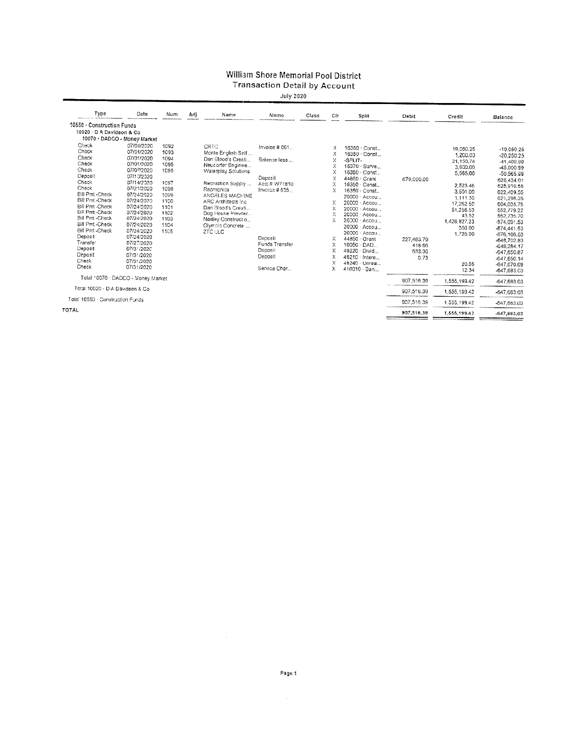# William Shore Memorial Pool District

## Transaction Detail by Account

July 2020

| Type | Date | Num | Adj | Name | Memo | Class | Clr | Split | Debit | Credit | Balance |
|---|---|---|---|---|---|---|---|---|---|---|---|
| **10550 · Construction Funds** | | | | | | | | | | | |
| 10020 · D A Davidson & Co | | | | | | | | | | | |
| 10070 · DADCO - Money Market | | | | | | | | | | | |
| Check | 07/01/2020 | 1092 | | CRTC | Invoice # 061... | | X | 16350 · Const... | | 19,050.25 | -19,050.25 |
| Check | 07/01/2020 | 1093 | | Monte English Self ... | | | X | 16350 · Const... | | 1,200.00 | -20,250.25 |
| Check | 07/01/2020 | 1094 | | Dan Blood's Creati... | Balance less ... | | X | -SPLIT- | | 21,150.74 | -41,400.99 |
| Check | 07/01/2020 | 1095 | | Neuconter Enginee... | | | X | 16370 · Surve... | | 3,600.00 | -45,000.99 |
| Check | 07/07/2020 | 1096 | | Waterplay Solutions | | | X | 16350 · Const... | | 5,565.00 | -50,565.99 |
| Deposit | 07/10/2020 | | | | Deposit | | X | 44850 · Grant | 679,000.00 | | 628,434.01 |
| Check | 07/14/2020 | 1097 | | Recreation Supply ... | Acct # W71810 | | X | 16350 · Const... | | 2,523.46 | 625,910.55 |
| Check | 07/21/2020 | 1098 | | Recreonics | Invoice # 835... | | X | 16350 · Const... | | 3,501.00 | 622,409.55 |
| Bill Pmt -Check | 07/24/2020 | 1099 | | ANGELES MACHINE | | | | 20000 · Accou... | | 1,111.30 | 621,298.25 |
| Bill Pmt -Check | 07/24/2020 | 1100 | | ARC Architects Inc | | | X | 20000 · Accou... | | 17,262.50 | 604,035.75 |
| Bill Pmt -Check | 07/24/2020 | 1101 | | Dan Blood's Creati... | | | X | 20000 · Accou... | | 51,256.53 | 552,779.22 |
| Bill Pmt -Check | 07/24/2020 | 1102 | | Dog House Powder... | | | X | 20000 · Accou... | | 43.52 | 552,735.70 |
| Bill Pmt -Check | 07/24/2020 | 1103 | | Neeley Constructio... | | | X | 20000 · Accou... | | 1,426,827.23 | -874,091.53 |
| Bill Pmt -Check | 07/24/2020 | 1104 | | Olympic Concrete ... | | | | 20000 · Accou... | | 350.00 | -874,441.53 |
| Bill Pmt -Check | 07/24/2020 | 1105 | | ZTC LLC | | | | 20000 · Accou... | | 1,725.00 | -876,166.53 |
| Deposit | 07/24/2020 | | | | Deposit | | X | 44850 · Grant | 227,463.70 | | -648,702.83 |
| Transfer | 07/27/2020 | | | | Funds Transfer | | X | 10050 · DAD... | 418.66 | | -648,284.17 |
| Deposit | 07/31/2020 | | | | Deposit | | X | 48220 · Divid... | 633.30 | | -647,650.87 |
| Deposit | 07/31/2020 | | | | Deposit | | X | 48210 · Intere... | 0.73 | | -647,650.14 |
| Check | 07/31/2020 | | | | | | X | 48240 · Unrea... | | 20.55 | -647,670.69 |
| Check | 07/31/2020 | | | | Service Char... | | X | 410010 · Ban... | | 12.34 | -647,683.03 |
| Total 10070 · DADCO - Money Market | | | | | | | | | 907,516.39 | 1,555,199.42 | -647,683.03 |
| Total 10020 · D A Davidson & Co | | | | | | | | | 907,516.39 | 1,555,199.42 | -647,683.03 |
| Total 10550 · Construction Funds | | | | | | | | | 907,516.39 | 1,555,199.42 | -647,683.03 |
| **TOTAL** | | | | | | | | | 907,516.39 | 1,555,199.42 | -647,683.03 |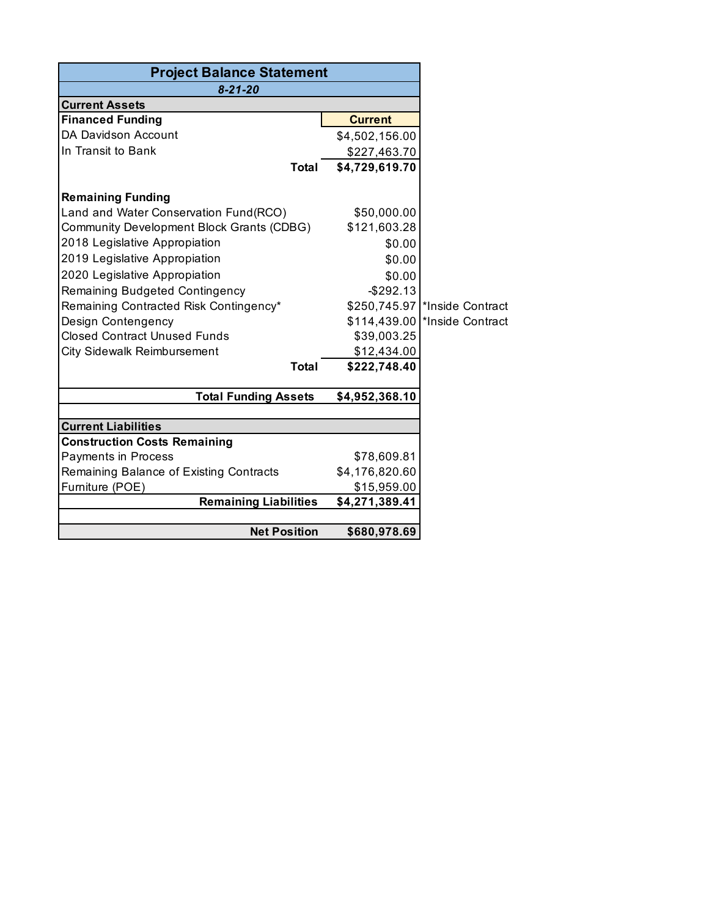| Project Balance Statement | | |
|---|---|---|
| *8-21-20* | | |
| **Current Assets** | | |
| **Financed Funding** | **Current** | |
| DA Davidson Account | $4,502,156.00 | |
| In Transit to Bank | $227,463.70 | |
| **Total** | **$4,729,619.70** | |
| | | |
| **Remaining Funding** | | |
| Land and Water Conservation Fund(RCO) | $50,000.00 | |
| Community Development Block Grants (CDBG) | $121,603.28 | |
| 2018 Legislative Appropiation | $0.00 | |
| 2019 Legislative Appropiation | $0.00 | |
| 2020 Legislative Appropiation | $0.00 | |
| Remaining Budgeted Contingency | -$292.13 | |
| Remaining Contracted Risk Contingency* | $250,745.97 | *Inside Contract |
| Design Contengency | $114,439.00 | *Inside Contract |
| Closed Contract Unused Funds | $39,003.25 | |
| City Sidewalk Reimbursement | $12,434.00 | |
| **Total** | **$222,748.40** | |
| | | |
| **Total Funding Assets** | **$4,952,368.10** | |
| | | |
| **Current Liabilities** | | |
| **Construction Costs Remaining** | | |
| Payments in Process | $78,609.81 | |
| Remaining Balance of Existing Contracts | $4,176,820.60 | |
| Furniture (POE) | $15,959.00 | |
| **Remaining Liabilities** | **$4,271,389.41** | |
| | | |
| **Net Position** | **$680,978.69** | |